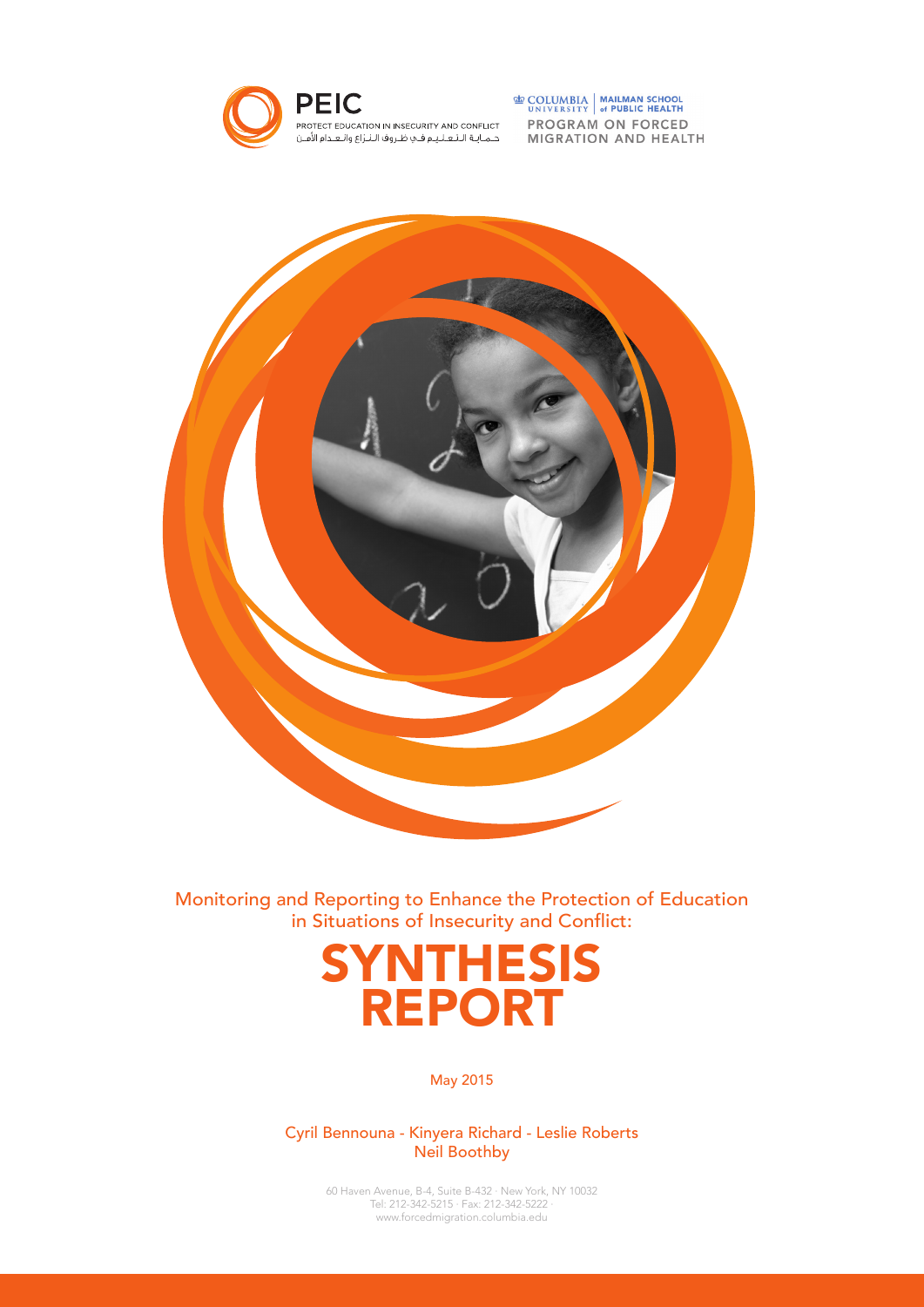PEIC

PROTECT EDUCATION IN INSECURITY AND CONFLICT

حماية التعليم في ظروف النزاع وانعدام الأمن

COLUMBIA UNIVERSITY | MAILMAN SCHOOL of PUBLIC HEALTH

PROGRAM ON FORCED MIGRATION AND HEALTH

Monitoring and Reporting to Enhance the Protection of Education in Situations of Insecurity and Conflict:

# SYNTHESIS REPORT

May 2015

Cyril Bennouna - Kinyera Richard - Leslie Roberts
Neil Boothby

60 Haven Avenue, B-4, Suite B-432 · New York, NY 10032
Tel: 212-342-5215 · Fax: 212-342-5222 ·
www.forcedmigration.columbia.edu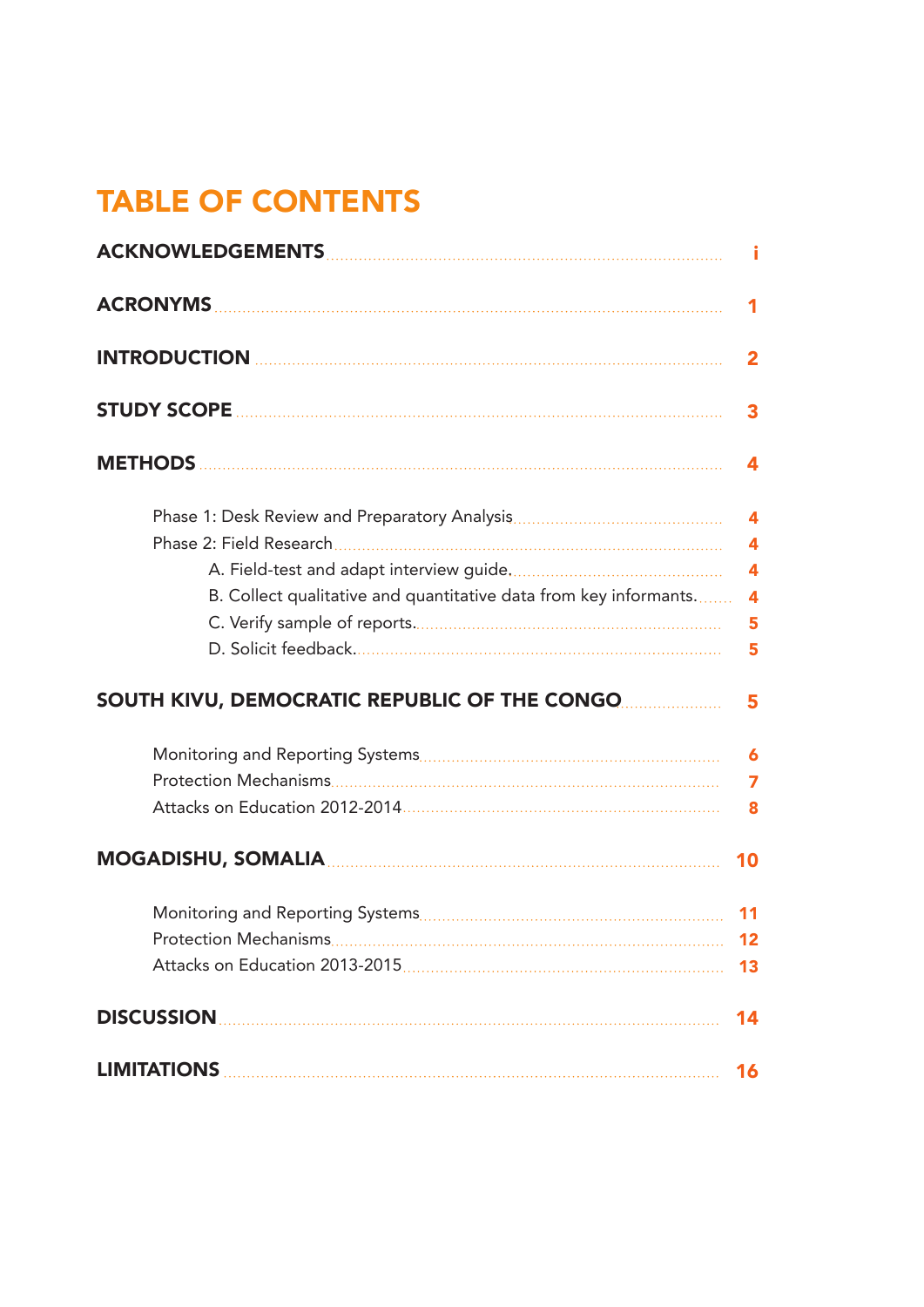# TABLE OF CONTENTS

**ACKNOWLEDGEMENTS** ..... i

**ACRONYMS** ..... 1

**INTRODUCTION** ..... 2

**STUDY SCOPE** ..... 3

**METHODS** ..... 4

- Phase 1: Desk Review and Preparatory Analysis ..... 4
- Phase 2: Field Research ..... 4
  - A. Field-test and adapt interview guide. ..... 4
  - B. Collect qualitative and quantitative data from key informants. ..... 4
  - C. Verify sample of reports. ..... 5
  - D. Solicit feedback. ..... 5

**SOUTH KIVU, DEMOCRATIC REPUBLIC OF THE CONGO** ..... 5

- Monitoring and Reporting Systems ..... 6
- Protection Mechanisms ..... 7
- Attacks on Education 2012-2014 ..... 8

**MOGADISHU, SOMALIA** ..... 10

- Monitoring and Reporting Systems ..... 11
- Protection Mechanisms ..... 12
- Attacks on Education 2013-2015 ..... 13

**DISCUSSION** ..... 14

**LIMITATIONS** ..... 16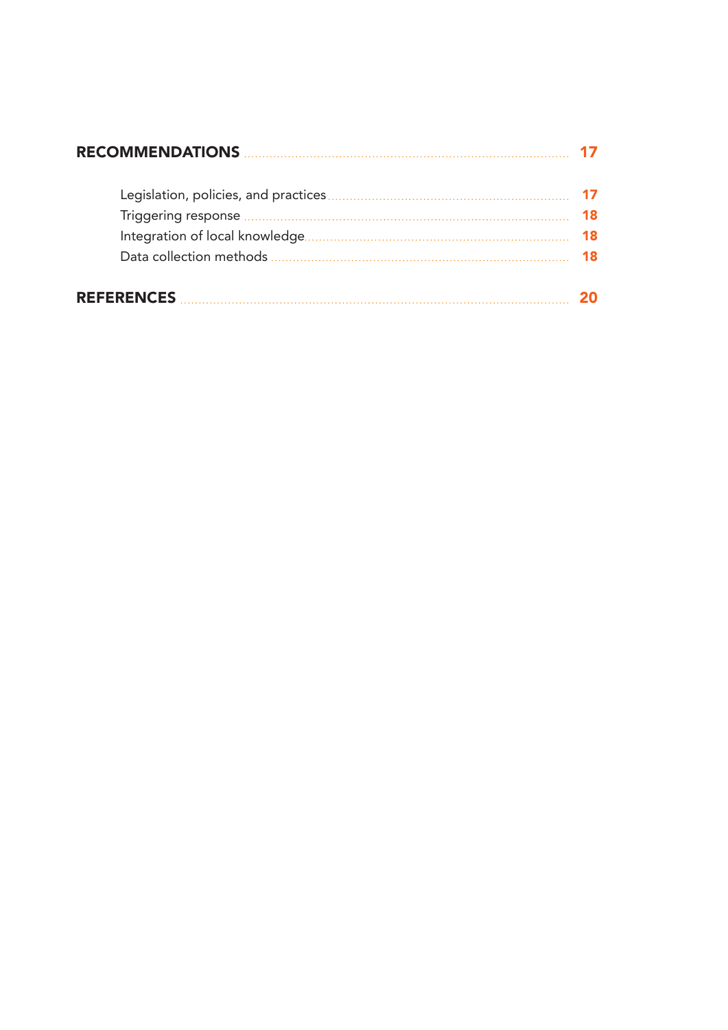**RECOMMENDATIONS** ..... 17

- Legislation, policies, and practices ..... 17
- Triggering response ..... 18
- Integration of local knowledge ..... 18
- Data collection methods ..... 18

**REFERENCES** ..... 20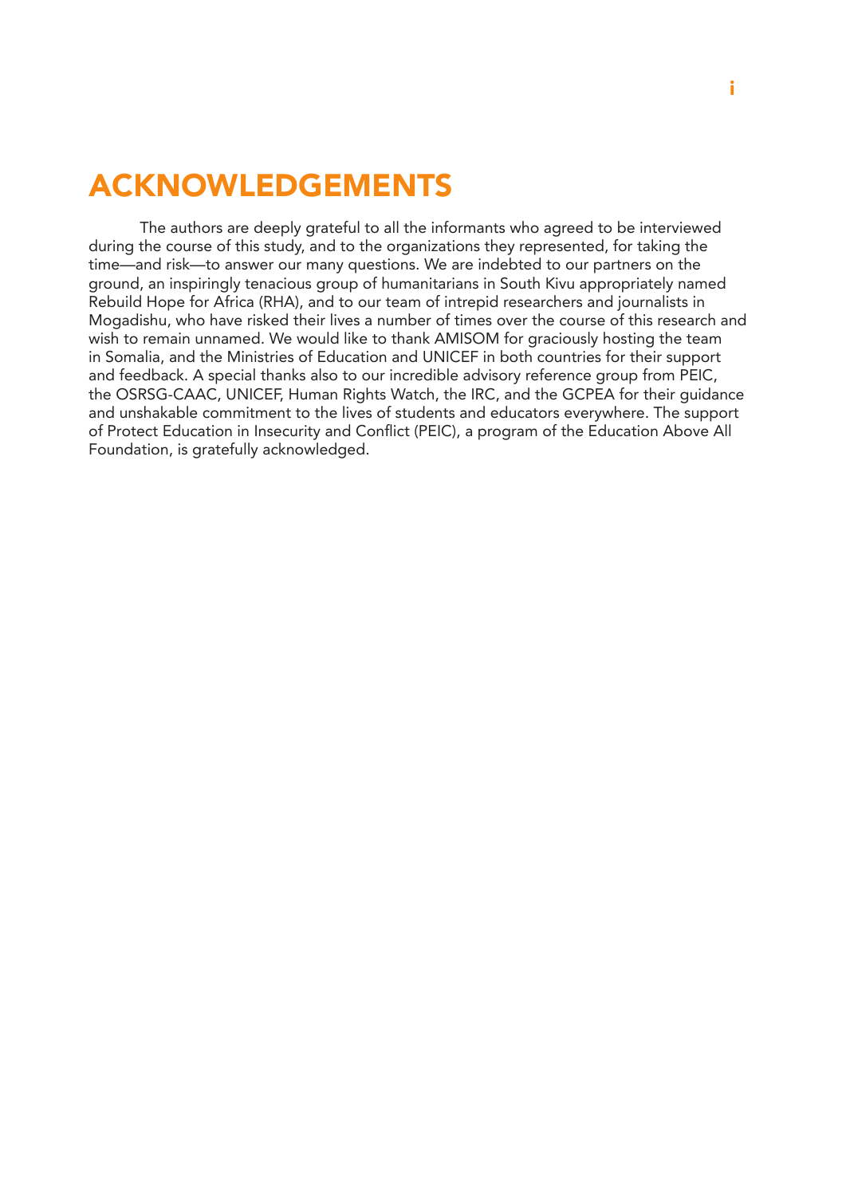# ACKNOWLEDGEMENTS

The authors are deeply grateful to all the informants who agreed to be interviewed during the course of this study, and to the organizations they represented, for taking the time—and risk—to answer our many questions. We are indebted to our partners on the ground, an inspiringly tenacious group of humanitarians in South Kivu appropriately named Rebuild Hope for Africa (RHA), and to our team of intrepid researchers and journalists in Mogadishu, who have risked their lives a number of times over the course of this research and wish to remain unnamed. We would like to thank AMISOM for graciously hosting the team in Somalia, and the Ministries of Education and UNICEF in both countries for their support and feedback. A special thanks also to our incredible advisory reference group from PEIC, the OSRSG-CAAC, UNICEF, Human Rights Watch, the IRC, and the GCPEA for their guidance and unshakable commitment to the lives of students and educators everywhere. The support of Protect Education in Insecurity and Conflict (PEIC), a program of the Education Above All Foundation, is gratefully acknowledged.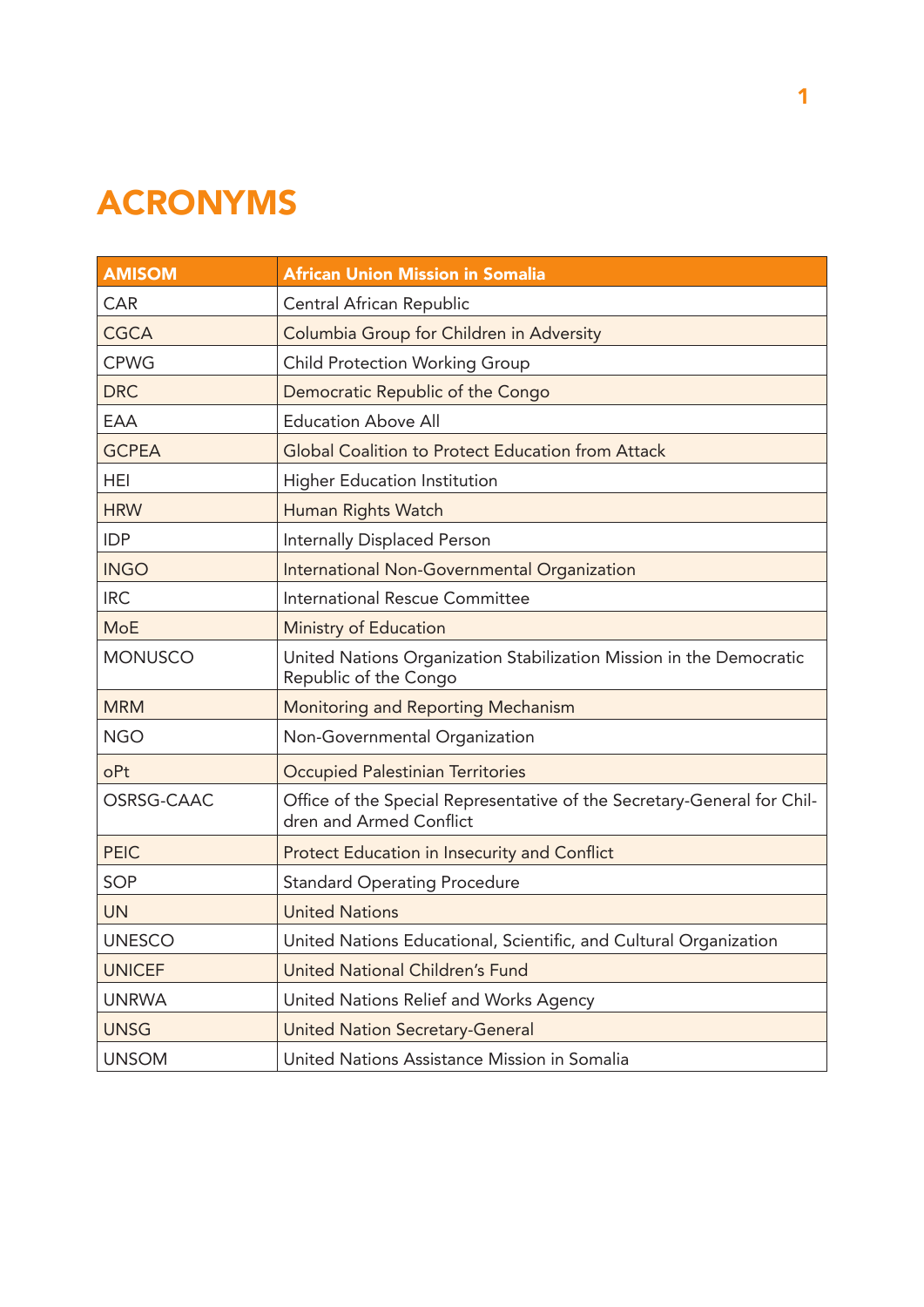# ACRONYMS

| AMISOM | African Union Mission in Somalia |
|---|---|
| CAR | Central African Republic |
| CGCA | Columbia Group for Children in Adversity |
| CPWG | Child Protection Working Group |
| DRC | Democratic Republic of the Congo |
| EAA | Education Above All |
| GCPEA | Global Coalition to Protect Education from Attack |
| HEI | Higher Education Institution |
| HRW | Human Rights Watch |
| IDP | Internally Displaced Person |
| INGO | International Non-Governmental Organization |
| IRC | International Rescue Committee |
| MoE | Ministry of Education |
| MONUSCO | United Nations Organization Stabilization Mission in the Democratic Republic of the Congo |
| MRM | Monitoring and Reporting Mechanism |
| NGO | Non-Governmental Organization |
| oPt | Occupied Palestinian Territories |
| OSRSG-CAAC | Office of the Special Representative of the Secretary-General for Children and Armed Conflict |
| PEIC | Protect Education in Insecurity and Conflict |
| SOP | Standard Operating Procedure |
| UN | United Nations |
| UNESCO | United Nations Educational, Scientific, and Cultural Organization |
| UNICEF | United National Children's Fund |
| UNRWA | United Nations Relief and Works Agency |
| UNSG | United Nation Secretary-General |
| UNSOM | United Nations Assistance Mission in Somalia |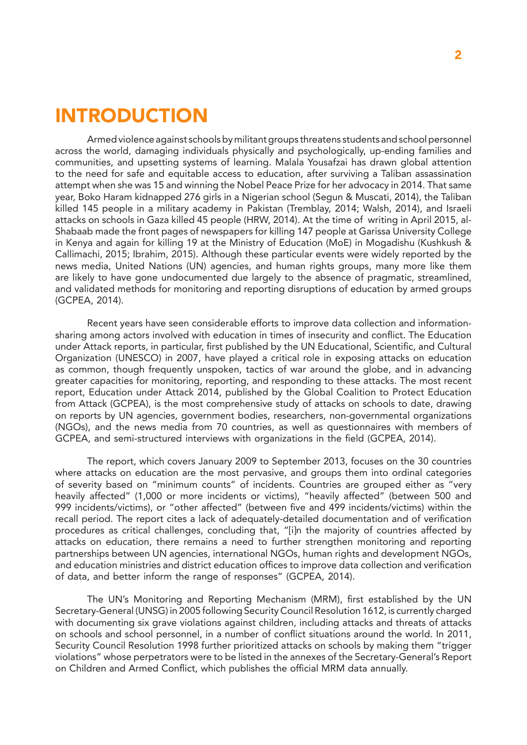# INTRODUCTION

Armed violence against schools by militant groups threatens students and school personnel across the world, damaging individuals physically and psychologically, up-ending families and communities, and upsetting systems of learning. Malala Yousafzai has drawn global attention to the need for safe and equitable access to education, after surviving a Taliban assassination attempt when she was 15 and winning the Nobel Peace Prize for her advocacy in 2014. That same year, Boko Haram kidnapped 276 girls in a Nigerian school (Segun & Muscati, 2014), the Taliban killed 145 people in a military academy in Pakistan (Tremblay, 2014; Walsh, 2014), and Israeli attacks on schools in Gaza killed 45 people (HRW, 2014). At the time of writing in April 2015, al-Shabaab made the front pages of newspapers for killing 147 people at Garissa University College in Kenya and again for killing 19 at the Ministry of Education (MoE) in Mogadishu (Kushkush & Callimachi, 2015; Ibrahim, 2015). Although these particular events were widely reported by the news media, United Nations (UN) agencies, and human rights groups, many more like them are likely to have gone undocumented due largely to the absence of pragmatic, streamlined, and validated methods for monitoring and reporting disruptions of education by armed groups (GCPEA, 2014).

Recent years have seen considerable efforts to improve data collection and information-sharing among actors involved with education in times of insecurity and conflict. The Education under Attack reports, in particular, first published by the UN Educational, Scientific, and Cultural Organization (UNESCO) in 2007, have played a critical role in exposing attacks on education as common, though frequently unspoken, tactics of war around the globe, and in advancing greater capacities for monitoring, reporting, and responding to these attacks. The most recent report, Education under Attack 2014, published by the Global Coalition to Protect Education from Attack (GCPEA), is the most comprehensive study of attacks on schools to date, drawing on reports by UN agencies, government bodies, researchers, non-governmental organizations (NGOs), and the news media from 70 countries, as well as questionnaires with members of GCPEA, and semi-structured interviews with organizations in the field (GCPEA, 2014).

The report, which covers January 2009 to September 2013, focuses on the 30 countries where attacks on education are the most pervasive, and groups them into ordinal categories of severity based on "minimum counts" of incidents. Countries are grouped either as "very heavily affected" (1,000 or more incidents or victims), "heavily affected" (between 500 and 999 incidents/victims), or "other affected" (between five and 499 incidents/victims) within the recall period. The report cites a lack of adequately-detailed documentation and of verification procedures as critical challenges, concluding that, "[i]n the majority of countries affected by attacks on education, there remains a need to further strengthen monitoring and reporting partnerships between UN agencies, international NGOs, human rights and development NGOs, and education ministries and district education offices to improve data collection and verification of data, and better inform the range of responses" (GCPEA, 2014).

The UN's Monitoring and Reporting Mechanism (MRM), first established by the UN Secretary-General (UNSG) in 2005 following Security Council Resolution 1612, is currently charged with documenting six grave violations against children, including attacks and threats of attacks on schools and school personnel, in a number of conflict situations around the world. In 2011, Security Council Resolution 1998 further prioritized attacks on schools by making them "trigger violations" whose perpetrators were to be listed in the annexes of the Secretary-General's Report on Children and Armed Conflict, which publishes the official MRM data annually.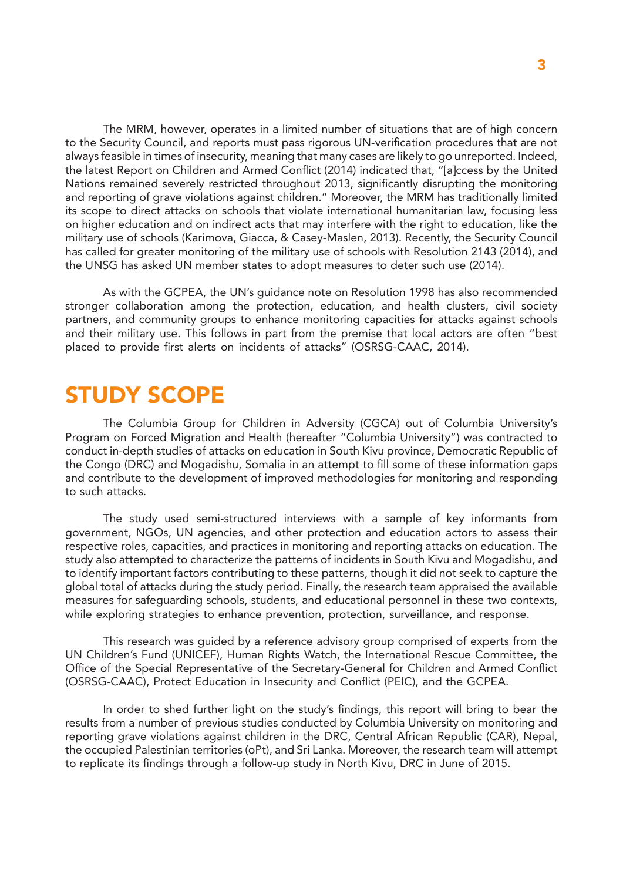The MRM, however, operates in a limited number of situations that are of high concern to the Security Council, and reports must pass rigorous UN-verification procedures that are not always feasible in times of insecurity, meaning that many cases are likely to go unreported. Indeed, the latest Report on Children and Armed Conflict (2014) indicated that, "[a]ccess by the United Nations remained severely restricted throughout 2013, significantly disrupting the monitoring and reporting of grave violations against children." Moreover, the MRM has traditionally limited its scope to direct attacks on schools that violate international humanitarian law, focusing less on higher education and on indirect acts that may interfere with the right to education, like the military use of schools (Karimova, Giacca, & Casey-Maslen, 2013). Recently, the Security Council has called for greater monitoring of the military use of schools with Resolution 2143 (2014), and the UNSG has asked UN member states to adopt measures to deter such use (2014).

As with the GCPEA, the UN's guidance note on Resolution 1998 has also recommended stronger collaboration among the protection, education, and health clusters, civil society partners, and community groups to enhance monitoring capacities for attacks against schools and their military use. This follows in part from the premise that local actors are often "best placed to provide first alerts on incidents of attacks" (OSRSG-CAAC, 2014).

# STUDY SCOPE

The Columbia Group for Children in Adversity (CGCA) out of Columbia University's Program on Forced Migration and Health (hereafter "Columbia University") was contracted to conduct in-depth studies of attacks on education in South Kivu province, Democratic Republic of the Congo (DRC) and Mogadishu, Somalia in an attempt to fill some of these information gaps and contribute to the development of improved methodologies for monitoring and responding to such attacks.

The study used semi-structured interviews with a sample of key informants from government, NGOs, UN agencies, and other protection and education actors to assess their respective roles, capacities, and practices in monitoring and reporting attacks on education. The study also attempted to characterize the patterns of incidents in South Kivu and Mogadishu, and to identify important factors contributing to these patterns, though it did not seek to capture the global total of attacks during the study period. Finally, the research team appraised the available measures for safeguarding schools, students, and educational personnel in these two contexts, while exploring strategies to enhance prevention, protection, surveillance, and response.

This research was guided by a reference advisory group comprised of experts from the UN Children's Fund (UNICEF), Human Rights Watch, the International Rescue Committee, the Office of the Special Representative of the Secretary-General for Children and Armed Conflict (OSRSG-CAAC), Protect Education in Insecurity and Conflict (PEIC), and the GCPEA.

In order to shed further light on the study's findings, this report will bring to bear the results from a number of previous studies conducted by Columbia University on monitoring and reporting grave violations against children in the DRC, Central African Republic (CAR), Nepal, the occupied Palestinian territories (oPt), and Sri Lanka. Moreover, the research team will attempt to replicate its findings through a follow-up study in North Kivu, DRC in June of 2015.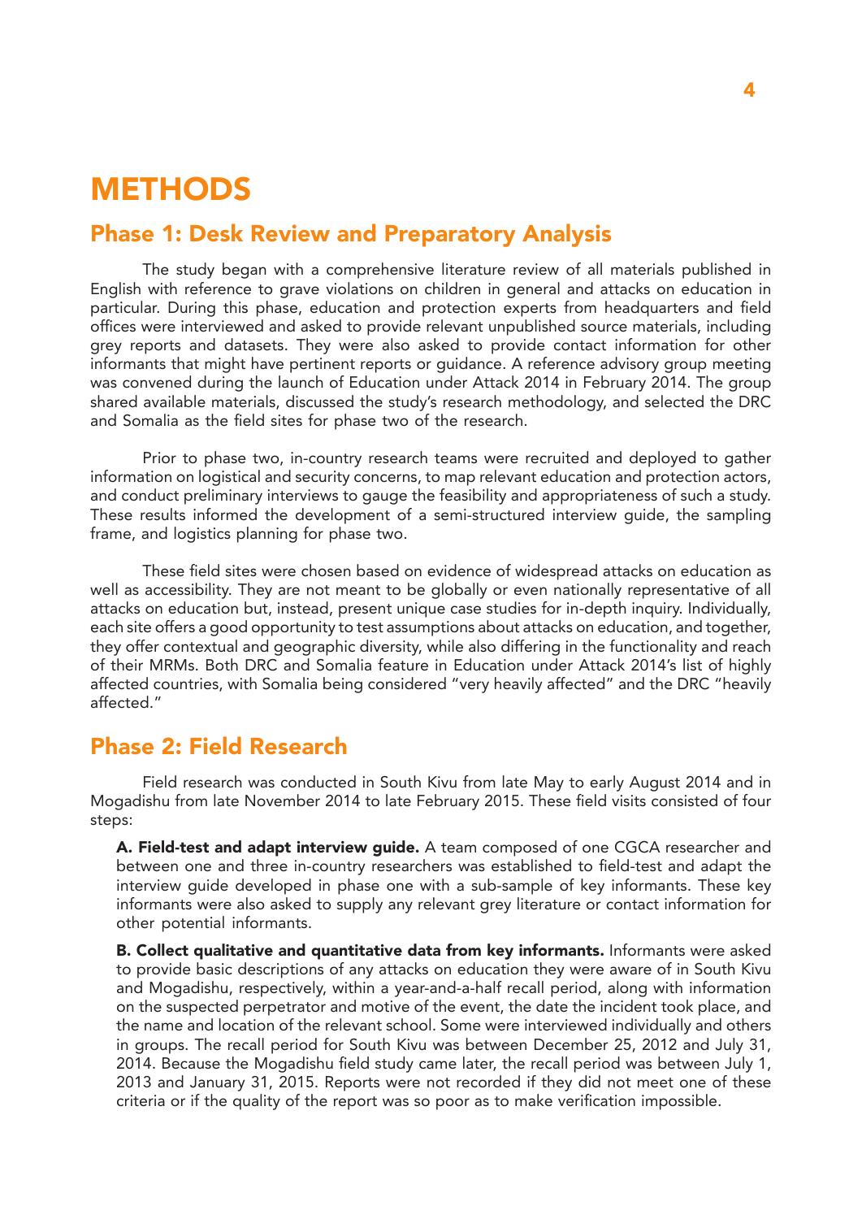# METHODS

## Phase 1: Desk Review and Preparatory Analysis

The study began with a comprehensive literature review of all materials published in English with reference to grave violations on children in general and attacks on education in particular. During this phase, education and protection experts from headquarters and field offices were interviewed and asked to provide relevant unpublished source materials, including grey reports and datasets. They were also asked to provide contact information for other informants that might have pertinent reports or guidance. A reference advisory group meeting was convened during the launch of Education under Attack 2014 in February 2014. The group shared available materials, discussed the study's research methodology, and selected the DRC and Somalia as the field sites for phase two of the research.

Prior to phase two, in-country research teams were recruited and deployed to gather information on logistical and security concerns, to map relevant education and protection actors, and conduct preliminary interviews to gauge the feasibility and appropriateness of such a study. These results informed the development of a semi-structured interview guide, the sampling frame, and logistics planning for phase two.

These field sites were chosen based on evidence of widespread attacks on education as well as accessibility. They are not meant to be globally or even nationally representative of all attacks on education but, instead, present unique case studies for in-depth inquiry. Individually, each site offers a good opportunity to test assumptions about attacks on education, and together, they offer contextual and geographic diversity, while also differing in the functionality and reach of their MRMs. Both DRC and Somalia feature in Education under Attack 2014's list of highly affected countries, with Somalia being considered "very heavily affected" and the DRC "heavily affected."

## Phase 2: Field Research

Field research was conducted in South Kivu from late May to early August 2014 and in Mogadishu from late November 2014 to late February 2015. These field visits consisted of four steps:

**A. Field-test and adapt interview guide.** A team composed of one CGCA researcher and between one and three in-country researchers was established to field-test and adapt the interview guide developed in phase one with a sub-sample of key informants. These key informants were also asked to supply any relevant grey literature or contact information for other potential informants.

**B. Collect qualitative and quantitative data from key informants.** Informants were asked to provide basic descriptions of any attacks on education they were aware of in South Kivu and Mogadishu, respectively, within a year-and-a-half recall period, along with information on the suspected perpetrator and motive of the event, the date the incident took place, and the name and location of the relevant school. Some were interviewed individually and others in groups. The recall period for South Kivu was between December 25, 2012 and July 31, 2014. Because the Mogadishu field study came later, the recall period was between July 1, 2013 and January 31, 2015. Reports were not recorded if they did not meet one of these criteria or if the quality of the report was so poor as to make verification impossible.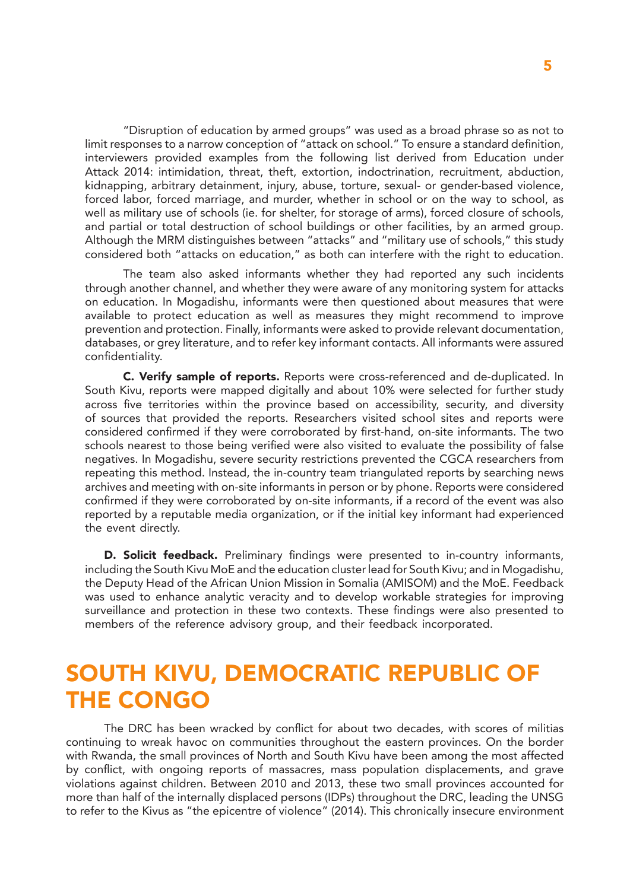"Disruption of education by armed groups" was used as a broad phrase so as not to limit responses to a narrow conception of "attack on school." To ensure a standard definition, interviewers provided examples from the following list derived from Education under Attack 2014: intimidation, threat, theft, extortion, indoctrination, recruitment, abduction, kidnapping, arbitrary detainment, injury, abuse, torture, sexual- or gender-based violence, forced labor, forced marriage, and murder, whether in school or on the way to school, as well as military use of schools (ie. for shelter, for storage of arms), forced closure of schools, and partial or total destruction of school buildings or other facilities, by an armed group. Although the MRM distinguishes between "attacks" and "military use of schools," this study considered both "attacks on education," as both can interfere with the right to education.

The team also asked informants whether they had reported any such incidents through another channel, and whether they were aware of any monitoring system for attacks on education. In Mogadishu, informants were then questioned about measures that were available to protect education as well as measures they might recommend to improve prevention and protection. Finally, informants were asked to provide relevant documentation, databases, or grey literature, and to refer key informant contacts. All informants were assured confidentiality.

**C. Verify sample of reports.** Reports were cross-referenced and de-duplicated. In South Kivu, reports were mapped digitally and about 10% were selected for further study across five territories within the province based on accessibility, security, and diversity of sources that provided the reports. Researchers visited school sites and reports were considered confirmed if they were corroborated by first-hand, on-site informants. The two schools nearest to those being verified were also visited to evaluate the possibility of false negatives. In Mogadishu, severe security restrictions prevented the CGCA researchers from repeating this method. Instead, the in-country team triangulated reports by searching news archives and meeting with on-site informants in person or by phone. Reports were considered confirmed if they were corroborated by on-site informants, if a record of the event was also reported by a reputable media organization, or if the initial key informant had experienced the event directly.

**D. Solicit feedback.** Preliminary findings were presented to in-country informants, including the South Kivu MoE and the education cluster lead for South Kivu; and in Mogadishu, the Deputy Head of the African Union Mission in Somalia (AMISOM) and the MoE. Feedback was used to enhance analytic veracity and to develop workable strategies for improving surveillance and protection in these two contexts. These findings were also presented to members of the reference advisory group, and their feedback incorporated.

# SOUTH KIVU, DEMOCRATIC REPUBLIC OF THE CONGO

The DRC has been wracked by conflict for about two decades, with scores of militias continuing to wreak havoc on communities throughout the eastern provinces. On the border with Rwanda, the small provinces of North and South Kivu have been among the most affected by conflict, with ongoing reports of massacres, mass population displacements, and grave violations against children. Between 2010 and 2013, these two small provinces accounted for more than half of the internally displaced persons (IDPs) throughout the DRC, leading the UNSG to refer to the Kivus as "the epicentre of violence" (2014). This chronically insecure environment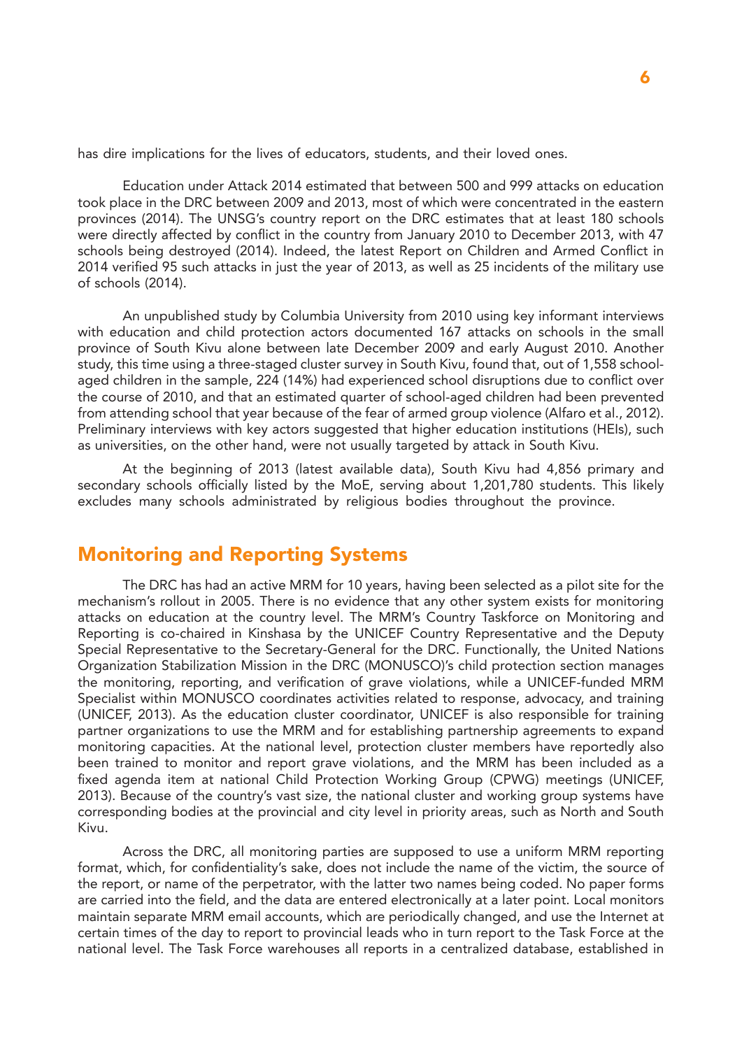has dire implications for the lives of educators, students, and their loved ones.

Education under Attack 2014 estimated that between 500 and 999 attacks on education took place in the DRC between 2009 and 2013, most of which were concentrated in the eastern provinces (2014). The UNSG's country report on the DRC estimates that at least 180 schools were directly affected by conflict in the country from January 2010 to December 2013, with 47 schools being destroyed (2014). Indeed, the latest Report on Children and Armed Conflict in 2014 verified 95 such attacks in just the year of 2013, as well as 25 incidents of the military use of schools (2014).

An unpublished study by Columbia University from 2010 using key informant interviews with education and child protection actors documented 167 attacks on schools in the small province of South Kivu alone between late December 2009 and early August 2010. Another study, this time using a three-staged cluster survey in South Kivu, found that, out of 1,558 school-aged children in the sample, 224 (14%) had experienced school disruptions due to conflict over the course of 2010, and that an estimated quarter of school-aged children had been prevented from attending school that year because of the fear of armed group violence (Alfaro et al., 2012). Preliminary interviews with key actors suggested that higher education institutions (HEIs), such as universities, on the other hand, were not usually targeted by attack in South Kivu.

At the beginning of 2013 (latest available data), South Kivu had 4,856 primary and secondary schools officially listed by the MoE, serving about 1,201,780 students. This likely excludes many schools administrated by religious bodies throughout the province.

## Monitoring and Reporting Systems

The DRC has had an active MRM for 10 years, having been selected as a pilot site for the mechanism's rollout in 2005. There is no evidence that any other system exists for monitoring attacks on education at the country level. The MRM's Country Taskforce on Monitoring and Reporting is co-chaired in Kinshasa by the UNICEF Country Representative and the Deputy Special Representative to the Secretary-General for the DRC. Functionally, the United Nations Organization Stabilization Mission in the DRC (MONUSCO)'s child protection section manages the monitoring, reporting, and verification of grave violations, while a UNICEF-funded MRM Specialist within MONUSCO coordinates activities related to response, advocacy, and training (UNICEF, 2013). As the education cluster coordinator, UNICEF is also responsible for training partner organizations to use the MRM and for establishing partnership agreements to expand monitoring capacities. At the national level, protection cluster members have reportedly also been trained to monitor and report grave violations, and the MRM has been included as a fixed agenda item at national Child Protection Working Group (CPWG) meetings (UNICEF, 2013). Because of the country's vast size, the national cluster and working group systems have corresponding bodies at the provincial and city level in priority areas, such as North and South Kivu.

Across the DRC, all monitoring parties are supposed to use a uniform MRM reporting format, which, for confidentiality's sake, does not include the name of the victim, the source of the report, or name of the perpetrator, with the latter two names being coded. No paper forms are carried into the field, and the data are entered electronically at a later point. Local monitors maintain separate MRM email accounts, which are periodically changed, and use the Internet at certain times of the day to report to provincial leads who in turn report to the Task Force at the national level. The Task Force warehouses all reports in a centralized database, established in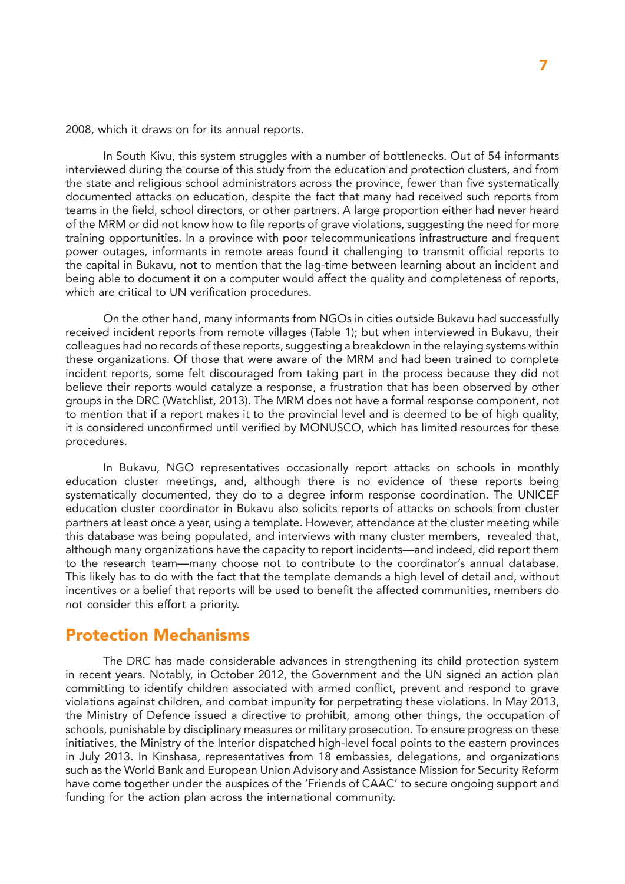2008, which it draws on for its annual reports.

In South Kivu, this system struggles with a number of bottlenecks. Out of 54 informants interviewed during the course of this study from the education and protection clusters, and from the state and religious school administrators across the province, fewer than five systematically documented attacks on education, despite the fact that many had received such reports from teams in the field, school directors, or other partners. A large proportion either had never heard of the MRM or did not know how to file reports of grave violations, suggesting the need for more training opportunities. In a province with poor telecommunications infrastructure and frequent power outages, informants in remote areas found it challenging to transmit official reports to the capital in Bukavu, not to mention that the lag-time between learning about an incident and being able to document it on a computer would affect the quality and completeness of reports, which are critical to UN verification procedures.

On the other hand, many informants from NGOs in cities outside Bukavu had successfully received incident reports from remote villages (Table 1); but when interviewed in Bukavu, their colleagues had no records of these reports, suggesting a breakdown in the relaying systems within these organizations. Of those that were aware of the MRM and had been trained to complete incident reports, some felt discouraged from taking part in the process because they did not believe their reports would catalyze a response, a frustration that has been observed by other groups in the DRC (Watchlist, 2013). The MRM does not have a formal response component, not to mention that if a report makes it to the provincial level and is deemed to be of high quality, it is considered unconfirmed until verified by MONUSCO, which has limited resources for these procedures.

In Bukavu, NGO representatives occasionally report attacks on schools in monthly education cluster meetings, and, although there is no evidence of these reports being systematically documented, they do to a degree inform response coordination. The UNICEF education cluster coordinator in Bukavu also solicits reports of attacks on schools from cluster partners at least once a year, using a template. However, attendance at the cluster meeting while this database was being populated, and interviews with many cluster members, revealed that, although many organizations have the capacity to report incidents—and indeed, did report them to the research team—many choose not to contribute to the coordinator's annual database. This likely has to do with the fact that the template demands a high level of detail and, without incentives or a belief that reports will be used to benefit the affected communities, members do not consider this effort a priority.

## Protection Mechanisms

The DRC has made considerable advances in strengthening its child protection system in recent years. Notably, in October 2012, the Government and the UN signed an action plan committing to identify children associated with armed conflict, prevent and respond to grave violations against children, and combat impunity for perpetrating these violations. In May 2013, the Ministry of Defence issued a directive to prohibit, among other things, the occupation of schools, punishable by disciplinary measures or military prosecution. To ensure progress on these initiatives, the Ministry of the Interior dispatched high-level focal points to the eastern provinces in July 2013. In Kinshasa, representatives from 18 embassies, delegations, and organizations such as the World Bank and European Union Advisory and Assistance Mission for Security Reform have come together under the auspices of the 'Friends of CAAC' to secure ongoing support and funding for the action plan across the international community.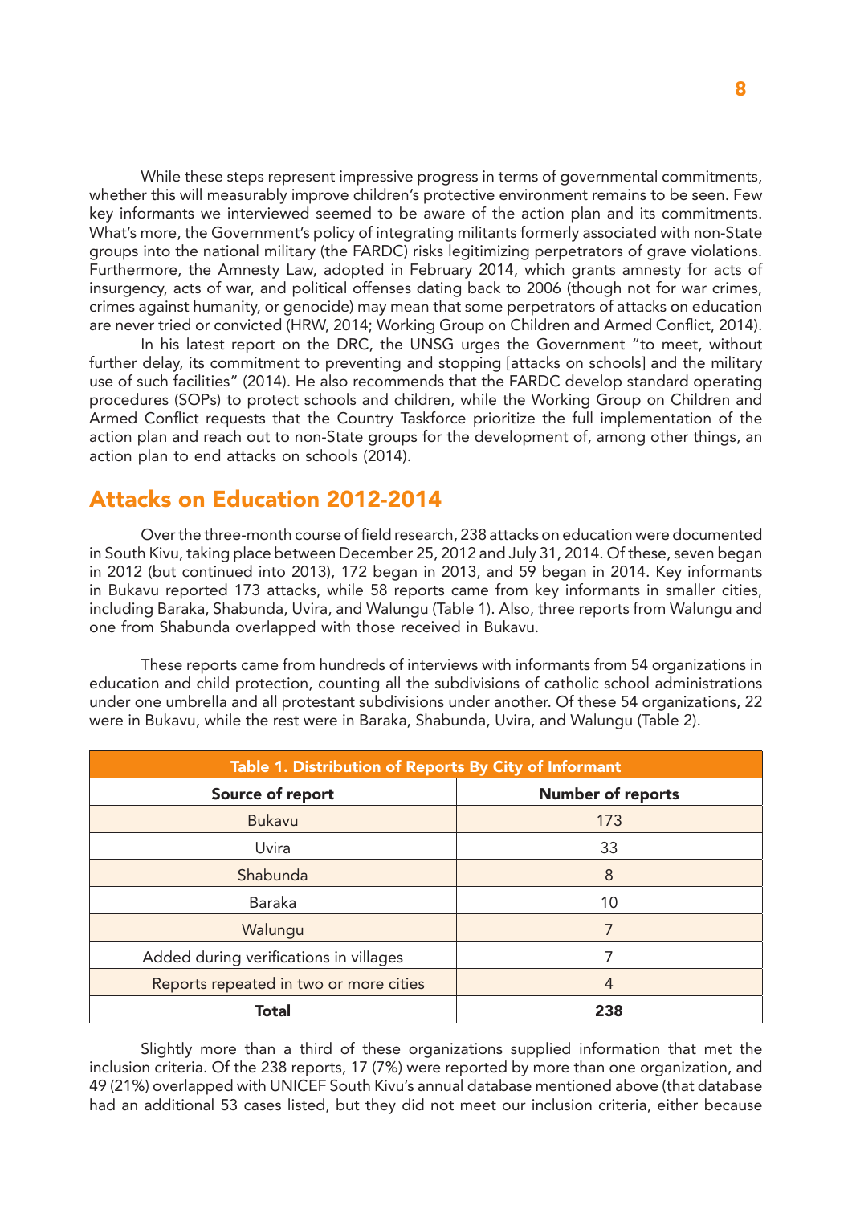While these steps represent impressive progress in terms of governmental commitments, whether this will measurably improve children's protective environment remains to be seen. Few key informants we interviewed seemed to be aware of the action plan and its commitments. What's more, the Government's policy of integrating militants formerly associated with non-State groups into the national military (the FARDC) risks legitimizing perpetrators of grave violations. Furthermore, the Amnesty Law, adopted in February 2014, which grants amnesty for acts of insurgency, acts of war, and political offenses dating back to 2006 (though not for war crimes, crimes against humanity, or genocide) may mean that some perpetrators of attacks on education are never tried or convicted (HRW, 2014; Working Group on Children and Armed Conflict, 2014).

In his latest report on the DRC, the UNSG urges the Government "to meet, without further delay, its commitment to preventing and stopping [attacks on schools] and the military use of such facilities" (2014). He also recommends that the FARDC develop standard operating procedures (SOPs) to protect schools and children, while the Working Group on Children and Armed Conflict requests that the Country Taskforce prioritize the full implementation of the action plan and reach out to non-State groups for the development of, among other things, an action plan to end attacks on schools (2014).

## Attacks on Education 2012-2014

Over the three-month course of field research, 238 attacks on education were documented in South Kivu, taking place between December 25, 2012 and July 31, 2014. Of these, seven began in 2012 (but continued into 2013), 172 began in 2013, and 59 began in 2014. Key informants in Bukavu reported 173 attacks, while 58 reports came from key informants in smaller cities, including Baraka, Shabunda, Uvira, and Walungu (Table 1). Also, three reports from Walungu and one from Shabunda overlapped with those received in Bukavu.

These reports came from hundreds of interviews with informants from 54 organizations in education and child protection, counting all the subdivisions of catholic school administrations under one umbrella and all protestant subdivisions under another. Of these 54 organizations, 22 were in Bukavu, while the rest were in Baraka, Shabunda, Uvira, and Walungu (Table 2).

**Table 1. Distribution of Reports By City of Informant**

| Source of report | Number of reports |
|---|---|
| Bukavu | 173 |
| Uvira | 33 |
| Shabunda | 8 |
| Baraka | 10 |
| Walungu | 7 |
| Added during verifications in villages | 7 |
| Reports repeated in two or more cities | 4 |
| **Total** | **238** |

Slightly more than a third of these organizations supplied information that met the inclusion criteria. Of the 238 reports, 17 (7%) were reported by more than one organization, and 49 (21%) overlapped with UNICEF South Kivu's annual database mentioned above (that database had an additional 53 cases listed, but they did not meet our inclusion criteria, either because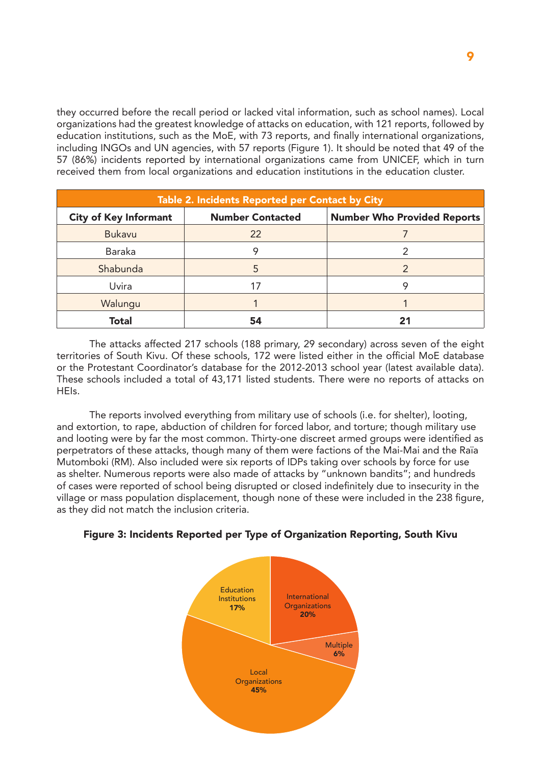they occurred before the recall period or lacked vital information, such as school names). Local organizations had the greatest knowledge of attacks on education, with 121 reports, followed by education institutions, such as the MoE, with 73 reports, and finally international organizations, including INGOs and UN agencies, with 57 reports (Figure 1). It should be noted that 49 of the 57 (86%) incidents reported by international organizations came from UNICEF, which in turn received them from local organizations and education institutions in the education cluster.

**Table 2. Incidents Reported per Contact by City**

| City of Key Informant | Number Contacted | Number Who Provided Reports |
|---|---|---|
| Bukavu | 22 | 7 |
| Baraka | 9 | 2 |
| Shabunda | 5 | 2 |
| Uvira | 17 | 9 |
| Walungu | 1 | 1 |
| **Total** | **54** | **21** |

The attacks affected 217 schools (188 primary, 29 secondary) across seven of the eight territories of South Kivu. Of these schools, 172 were listed either in the official MoE database or the Protestant Coordinator's database for the 2012-2013 school year (latest available data). These schools included a total of 43,171 listed students. There were no reports of attacks on HEIs.

The reports involved everything from military use of schools (i.e. for shelter), looting, and extortion, to rape, abduction of children for forced labor, and torture; though military use and looting were by far the most common. Thirty-one discreet armed groups were identified as perpetrators of these attacks, though many of them were factions of the Mai-Mai and the Raïa Mutomboki (RM). Also included were six reports of IDPs taking over schools by force for use as shelter. Numerous reports were also made of attacks by "unknown bandits"; and hundreds of cases were reported of school being disrupted or closed indefinitely due to insecurity in the village or mass population displacement, though none of these were included in the 238 figure, as they did not match the inclusion criteria.

**Figure 3: Incidents Reported per Type of Organization Reporting, South Kivu**

Education Institutions 17%

International Organizations 20%

Multiple 6%

Local Organizations 45%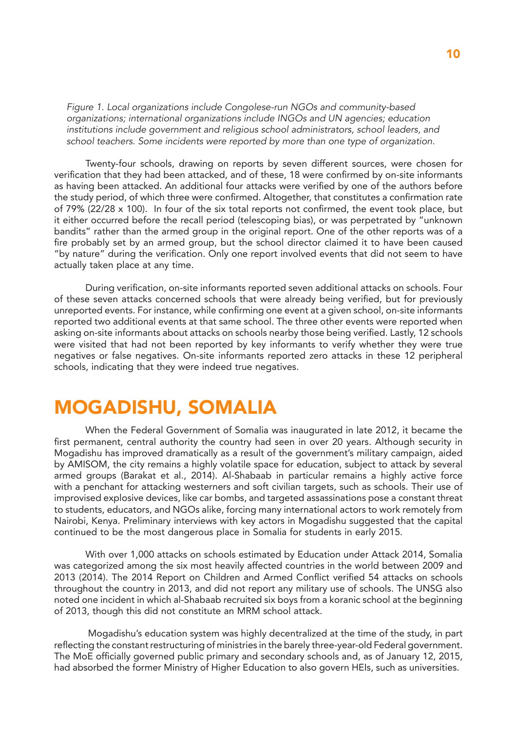*Figure 1. Local organizations include Congolese-run NGOs and community-based organizations; international organizations include INGOs and UN agencies; education institutions include government and religious school administrators, school leaders, and school teachers. Some incidents were reported by more than one type of organization.*

Twenty-four schools, drawing on reports by seven different sources, were chosen for verification that they had been attacked, and of these, 18 were confirmed by on-site informants as having been attacked. An additional four attacks were verified by one of the authors before the study period, of which three were confirmed. Altogether, that constitutes a confirmation rate of 79% (22/28 x 100). In four of the six total reports not confirmed, the event took place, but it either occurred before the recall period (telescoping bias), or was perpetrated by "unknown bandits" rather than the armed group in the original report. One of the other reports was of a fire probably set by an armed group, but the school director claimed it to have been caused "by nature" during the verification. Only one report involved events that did not seem to have actually taken place at any time.

During verification, on-site informants reported seven additional attacks on schools. Four of these seven attacks concerned schools that were already being verified, but for previously unreported events. For instance, while confirming one event at a given school, on-site informants reported two additional events at that same school. The three other events were reported when asking on-site informants about attacks on schools nearby those being verified. Lastly, 12 schools were visited that had not been reported by key informants to verify whether they were true negatives or false negatives. On-site informants reported zero attacks in these 12 peripheral schools, indicating that they were indeed true negatives.

# MOGADISHU, SOMALIA

When the Federal Government of Somalia was inaugurated in late 2012, it became the first permanent, central authority the country had seen in over 20 years. Although security in Mogadishu has improved dramatically as a result of the government's military campaign, aided by AMISOM, the city remains a highly volatile space for education, subject to attack by several armed groups (Barakat et al., 2014). Al-Shabaab in particular remains a highly active force with a penchant for attacking westerners and soft civilian targets, such as schools. Their use of improvised explosive devices, like car bombs, and targeted assassinations pose a constant threat to students, educators, and NGOs alike, forcing many international actors to work remotely from Nairobi, Kenya. Preliminary interviews with key actors in Mogadishu suggested that the capital continued to be the most dangerous place in Somalia for students in early 2015.

With over 1,000 attacks on schools estimated by Education under Attack 2014, Somalia was categorized among the six most heavily affected countries in the world between 2009 and 2013 (2014). The 2014 Report on Children and Armed Conflict verified 54 attacks on schools throughout the country in 2013, and did not report any military use of schools. The UNSG also noted one incident in which al-Shabaab recruited six boys from a koranic school at the beginning of 2013, though this did not constitute an MRM school attack.

Mogadishu's education system was highly decentralized at the time of the study, in part reflecting the constant restructuring of ministries in the barely three-year-old Federal government. The MoE officially governed public primary and secondary schools and, as of January 12, 2015, had absorbed the former Ministry of Higher Education to also govern HEIs, such as universities.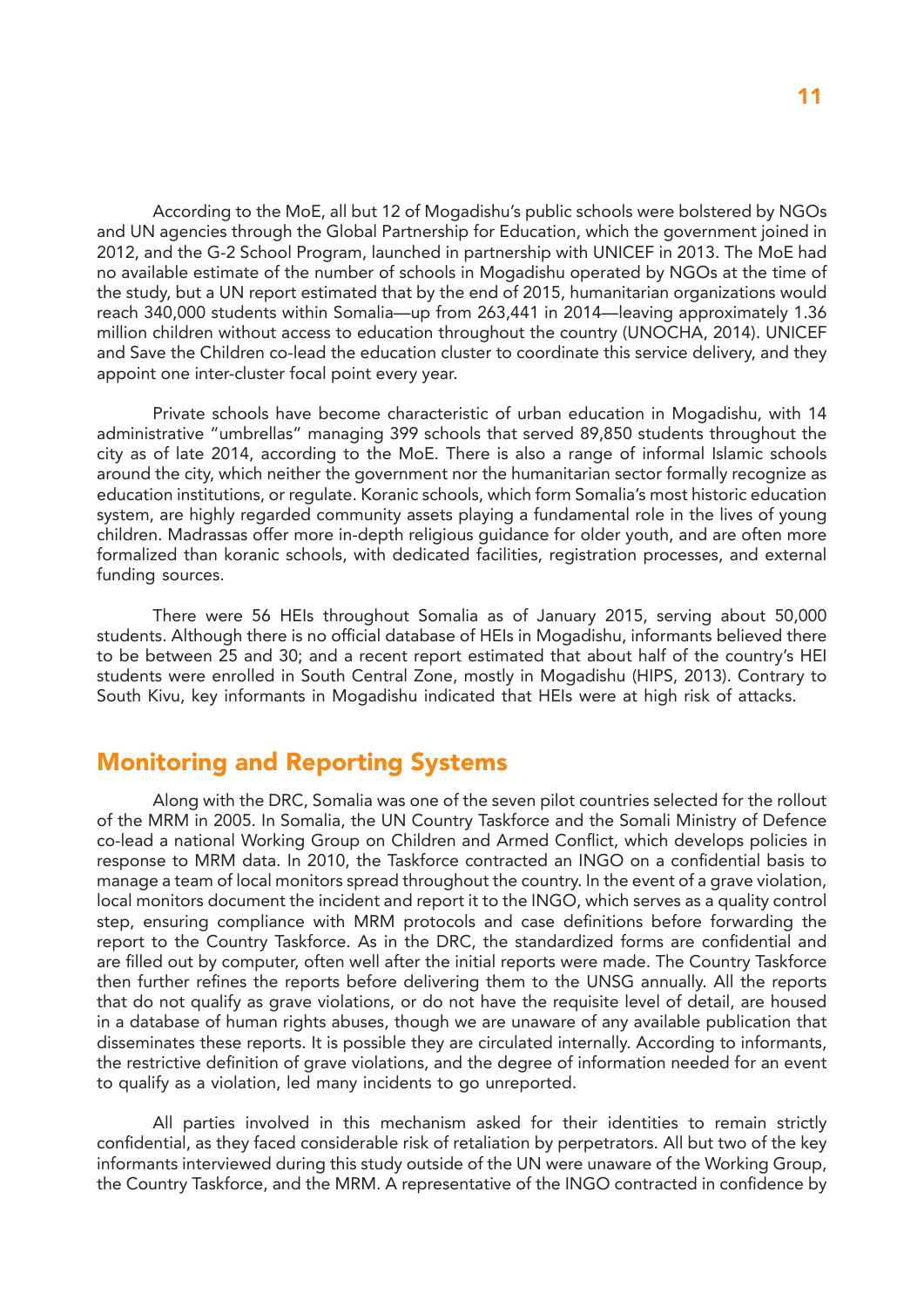According to the MoE, all but 12 of Mogadishu's public schools were bolstered by NGOs and UN agencies through the Global Partnership for Education, which the government joined in 2012, and the G-2 School Program, launched in partnership with UNICEF in 2013. The MoE had no available estimate of the number of schools in Mogadishu operated by NGOs at the time of the study, but a UN report estimated that by the end of 2015, humanitarian organizations would reach 340,000 students within Somalia—up from 263,441 in 2014—leaving approximately 1.36 million children without access to education throughout the country (UNOCHA, 2014). UNICEF and Save the Children co-lead the education cluster to coordinate this service delivery, and they appoint one inter-cluster focal point every year.

Private schools have become characteristic of urban education in Mogadishu, with 14 administrative "umbrellas" managing 399 schools that served 89,850 students throughout the city as of late 2014, according to the MoE. There is also a range of informal Islamic schools around the city, which neither the government nor the humanitarian sector formally recognize as education institutions, or regulate. Koranic schools, which form Somalia's most historic education system, are highly regarded community assets playing a fundamental role in the lives of young children. Madrassas offer more in-depth religious guidance for older youth, and are often more formalized than koranic schools, with dedicated facilities, registration processes, and external funding sources.

There were 56 HEIs throughout Somalia as of January 2015, serving about 50,000 students. Although there is no official database of HEIs in Mogadishu, informants believed there to be between 25 and 30; and a recent report estimated that about half of the country's HEI students were enrolled in South Central Zone, mostly in Mogadishu (HIPS, 2013). Contrary to South Kivu, key informants in Mogadishu indicated that HEIs were at high risk of attacks.

## Monitoring and Reporting Systems

Along with the DRC, Somalia was one of the seven pilot countries selected for the rollout of the MRM in 2005. In Somalia, the UN Country Taskforce and the Somali Ministry of Defence co-lead a national Working Group on Children and Armed Conflict, which develops policies in response to MRM data. In 2010, the Taskforce contracted an INGO on a confidential basis to manage a team of local monitors spread throughout the country. In the event of a grave violation, local monitors document the incident and report it to the INGO, which serves as a quality control step, ensuring compliance with MRM protocols and case definitions before forwarding the report to the Country Taskforce. As in the DRC, the standardized forms are confidential and are filled out by computer, often well after the initial reports were made. The Country Taskforce then further refines the reports before delivering them to the UNSG annually. All the reports that do not qualify as grave violations, or do not have the requisite level of detail, are housed in a database of human rights abuses, though we are unaware of any available publication that disseminates these reports. It is possible they are circulated internally. According to informants, the restrictive definition of grave violations, and the degree of information needed for an event to qualify as a violation, led many incidents to go unreported.

All parties involved in this mechanism asked for their identities to remain strictly confidential, as they faced considerable risk of retaliation by perpetrators. All but two of the key informants interviewed during this study outside of the UN were unaware of the Working Group, the Country Taskforce, and the MRM. A representative of the INGO contracted in confidence by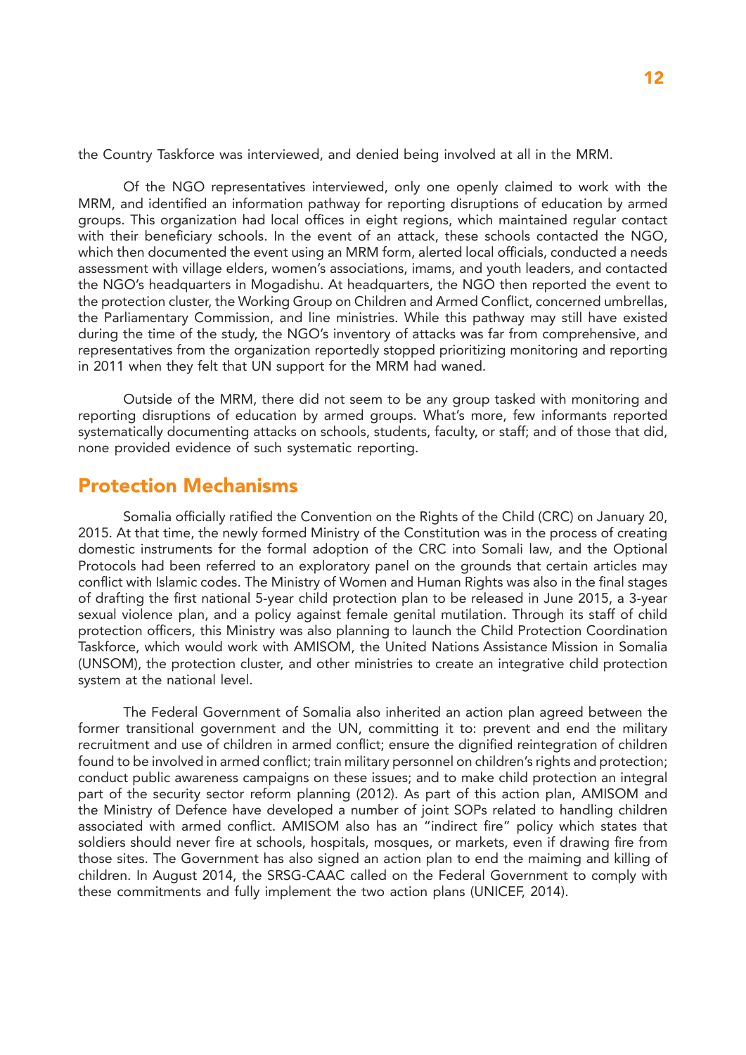the Country Taskforce was interviewed, and denied being involved at all in the MRM.

Of the NGO representatives interviewed, only one openly claimed to work with the MRM, and identified an information pathway for reporting disruptions of education by armed groups. This organization had local offices in eight regions, which maintained regular contact with their beneficiary schools. In the event of an attack, these schools contacted the NGO, which then documented the event using an MRM form, alerted local officials, conducted a needs assessment with village elders, women's associations, imams, and youth leaders, and contacted the NGO's headquarters in Mogadishu. At headquarters, the NGO then reported the event to the protection cluster, the Working Group on Children and Armed Conflict, concerned umbrellas, the Parliamentary Commission, and line ministries. While this pathway may still have existed during the time of the study, the NGO's inventory of attacks was far from comprehensive, and representatives from the organization reportedly stopped prioritizing monitoring and reporting in 2011 when they felt that UN support for the MRM had waned.

Outside of the MRM, there did not seem to be any group tasked with monitoring and reporting disruptions of education by armed groups. What's more, few informants reported systematically documenting attacks on schools, students, faculty, or staff; and of those that did, none provided evidence of such systematic reporting.

## Protection Mechanisms

Somalia officially ratified the Convention on the Rights of the Child (CRC) on January 20, 2015. At that time, the newly formed Ministry of the Constitution was in the process of creating domestic instruments for the formal adoption of the CRC into Somali law, and the Optional Protocols had been referred to an exploratory panel on the grounds that certain articles may conflict with Islamic codes. The Ministry of Women and Human Rights was also in the final stages of drafting the first national 5-year child protection plan to be released in June 2015, a 3-year sexual violence plan, and a policy against female genital mutilation. Through its staff of child protection officers, this Ministry was also planning to launch the Child Protection Coordination Taskforce, which would work with AMISOM, the United Nations Assistance Mission in Somalia (UNSOM), the protection cluster, and other ministries to create an integrative child protection system at the national level.

The Federal Government of Somalia also inherited an action plan agreed between the former transitional government and the UN, committing it to: prevent and end the military recruitment and use of children in armed conflict; ensure the dignified reintegration of children found to be involved in armed conflict; train military personnel on children's rights and protection; conduct public awareness campaigns on these issues; and to make child protection an integral part of the security sector reform planning (2012). As part of this action plan, AMISOM and the Ministry of Defence have developed a number of joint SOPs related to handling children associated with armed conflict. AMISOM also has an "indirect fire" policy which states that soldiers should never fire at schools, hospitals, mosques, or markets, even if drawing fire from those sites. The Government has also signed an action plan to end the maiming and killing of children. In August 2014, the SRSG-CAAC called on the Federal Government to comply with these commitments and fully implement the two action plans (UNICEF, 2014).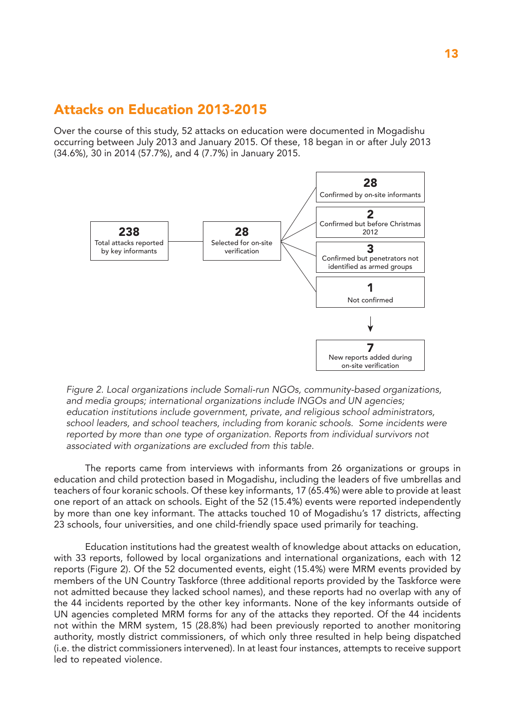## Attacks on Education 2013-2015

Over the course of this study, 52 attacks on education were documented in Mogadishu occurring between July 2013 and January 2015. Of these, 18 began in or after July 2013 (34.6%), 30 in 2014 (57.7%), and 4 (7.7%) in January 2015.

**238**
Total attacks reported by key informants

**28**
Selected for on-site verification

**28**
Confirmed by on-site informants

**2**
Confirmed but before Christmas 2012

**3**
Confirmed but penetrators not identified as armed groups

**1**
Not confirmed

**7**
New reports added during on-site verification

*Figure 2. Local organizations include Somali-run NGOs, community-based organizations, and media groups; international organizations include INGOs and UN agencies; education institutions include government, private, and religious school administrators, school leaders, and school teachers, including from koranic schools. Some incidents were reported by more than one type of organization. Reports from individual survivors not associated with organizations are excluded from this table.*

The reports came from interviews with informants from 26 organizations or groups in education and child protection based in Mogadishu, including the leaders of five umbrellas and teachers of four koranic schools. Of these key informants, 17 (65.4%) were able to provide at least one report of an attack on schools. Eight of the 52 (15.4%) events were reported independently by more than one key informant. The attacks touched 10 of Mogadishu's 17 districts, affecting 23 schools, four universities, and one child-friendly space used primarily for teaching.

Education institutions had the greatest wealth of knowledge about attacks on education, with 33 reports, followed by local organizations and international organizations, each with 12 reports (Figure 2). Of the 52 documented events, eight (15.4%) were MRM events provided by members of the UN Country Taskforce (three additional reports provided by the Taskforce were not admitted because they lacked school names), and these reports had no overlap with any of the 44 incidents reported by the other key informants. None of the key informants outside of UN agencies completed MRM forms for any of the attacks they reported. Of the 44 incidents not within the MRM system, 15 (28.8%) had been previously reported to another monitoring authority, mostly district commissioners, of which only three resulted in help being dispatched (i.e. the district commissioners intervened). In at least four instances, attempts to receive support led to repeated violence.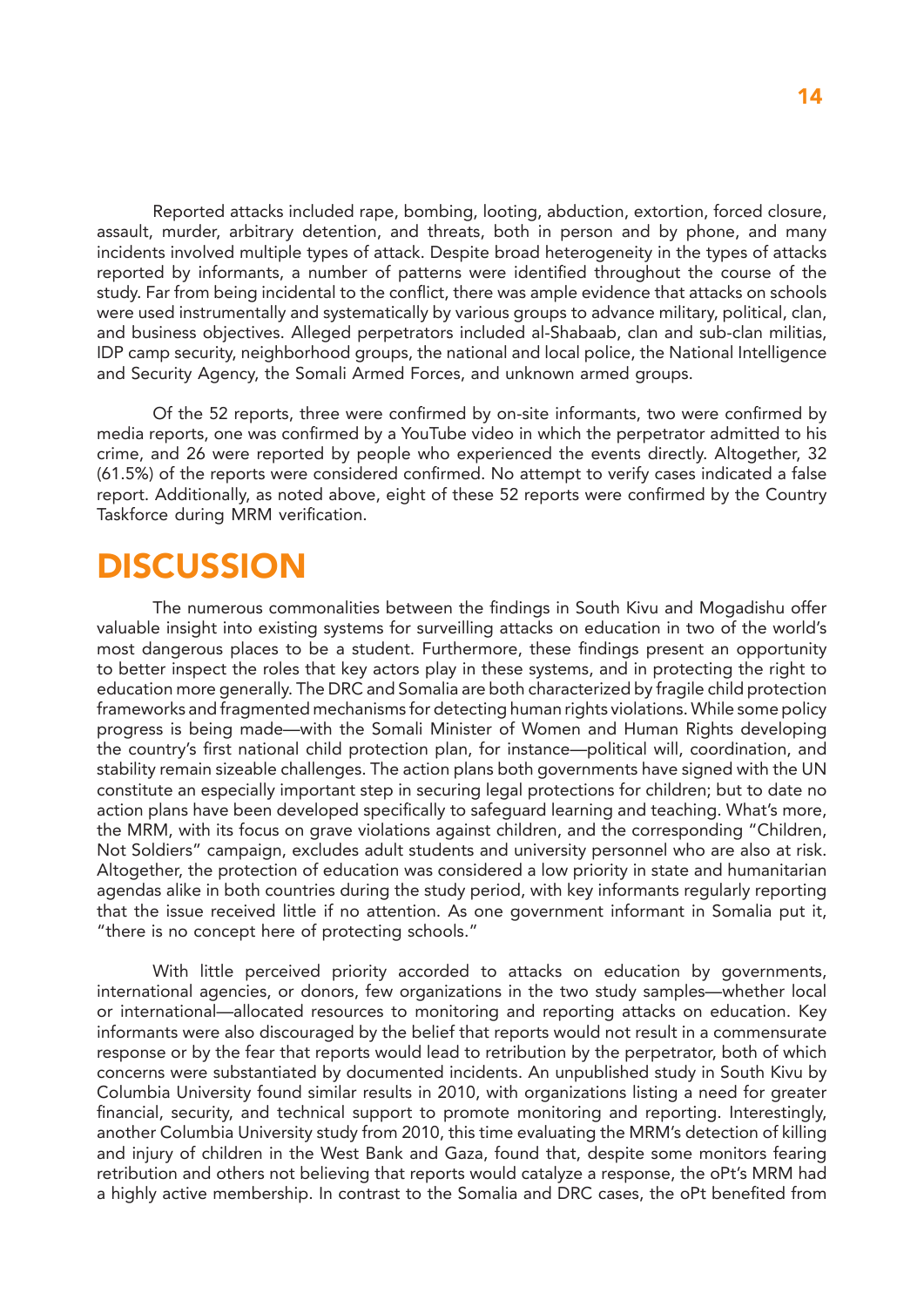Reported attacks included rape, bombing, looting, abduction, extortion, forced closure, assault, murder, arbitrary detention, and threats, both in person and by phone, and many incidents involved multiple types of attack. Despite broad heterogeneity in the types of attacks reported by informants, a number of patterns were identified throughout the course of the study. Far from being incidental to the conflict, there was ample evidence that attacks on schools were used instrumentally and systematically by various groups to advance military, political, clan, and business objectives. Alleged perpetrators included al-Shabaab, clan and sub-clan militias, IDP camp security, neighborhood groups, the national and local police, the National Intelligence and Security Agency, the Somali Armed Forces, and unknown armed groups.

Of the 52 reports, three were confirmed by on-site informants, two were confirmed by media reports, one was confirmed by a YouTube video in which the perpetrator admitted to his crime, and 26 were reported by people who experienced the events directly. Altogether, 32 (61.5%) of the reports were considered confirmed. No attempt to verify cases indicated a false report. Additionally, as noted above, eight of these 52 reports were confirmed by the Country Taskforce during MRM verification.

# DISCUSSION

The numerous commonalities between the findings in South Kivu and Mogadishu offer valuable insight into existing systems for surveilling attacks on education in two of the world's most dangerous places to be a student. Furthermore, these findings present an opportunity to better inspect the roles that key actors play in these systems, and in protecting the right to education more generally. The DRC and Somalia are both characterized by fragile child protection frameworks and fragmented mechanisms for detecting human rights violations. While some policy progress is being made—with the Somali Minister of Women and Human Rights developing the country's first national child protection plan, for instance—political will, coordination, and stability remain sizeable challenges. The action plans both governments have signed with the UN constitute an especially important step in securing legal protections for children; but to date no action plans have been developed specifically to safeguard learning and teaching. What's more, the MRM, with its focus on grave violations against children, and the corresponding "Children, Not Soldiers" campaign, excludes adult students and university personnel who are also at risk. Altogether, the protection of education was considered a low priority in state and humanitarian agendas alike in both countries during the study period, with key informants regularly reporting that the issue received little if no attention. As one government informant in Somalia put it, "there is no concept here of protecting schools."

With little perceived priority accorded to attacks on education by governments, international agencies, or donors, few organizations in the two study samples—whether local or international—allocated resources to monitoring and reporting attacks on education. Key informants were also discouraged by the belief that reports would not result in a commensurate response or by the fear that reports would lead to retribution by the perpetrator, both of which concerns were substantiated by documented incidents. An unpublished study in South Kivu by Columbia University found similar results in 2010, with organizations listing a need for greater financial, security, and technical support to promote monitoring and reporting. Interestingly, another Columbia University study from 2010, this time evaluating the MRM's detection of killing and injury of children in the West Bank and Gaza, found that, despite some monitors fearing retribution and others not believing that reports would catalyze a response, the oPt's MRM had a highly active membership. In contrast to the Somalia and DRC cases, the oPt benefited from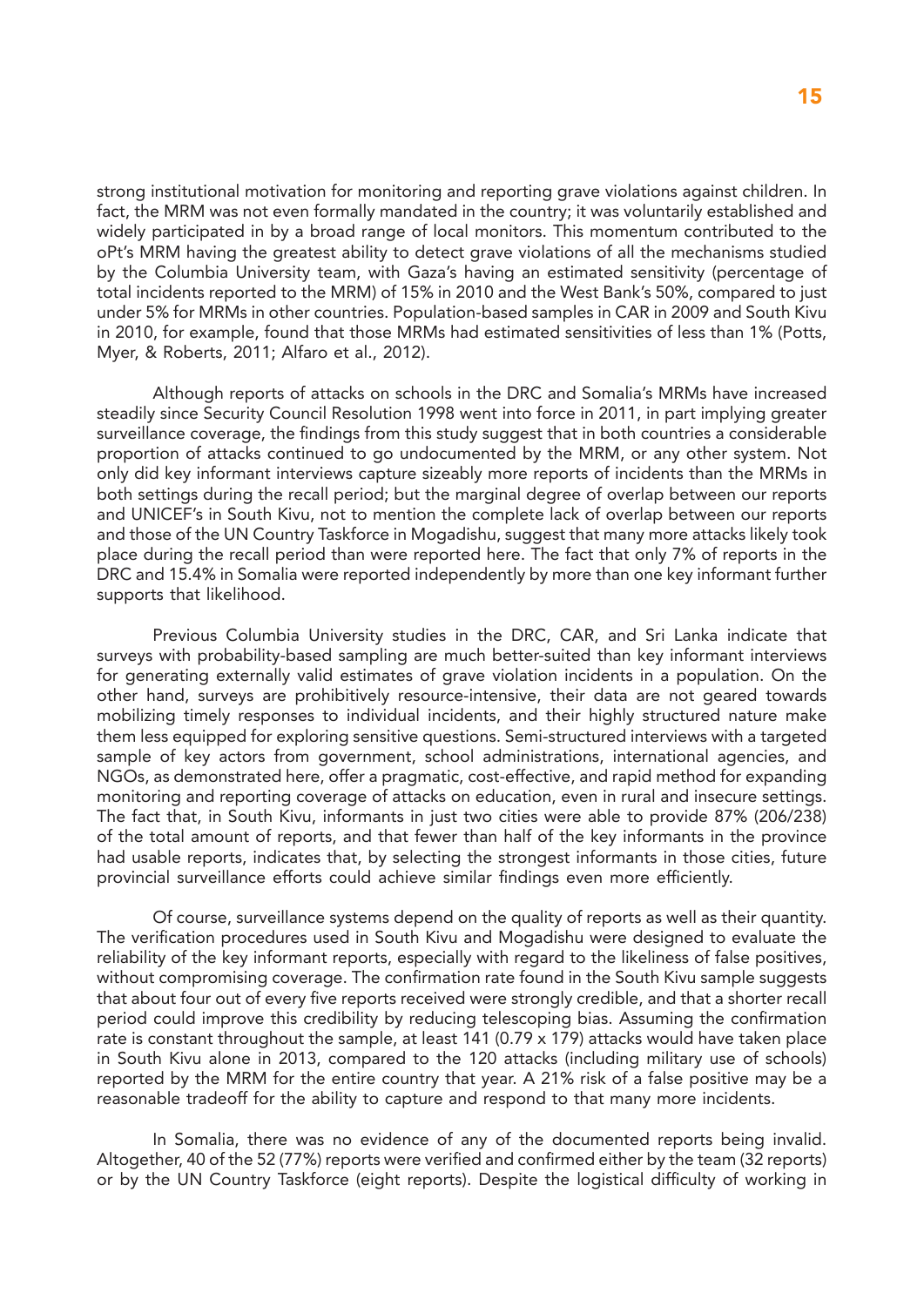strong institutional motivation for monitoring and reporting grave violations against children. In fact, the MRM was not even formally mandated in the country; it was voluntarily established and widely participated in by a broad range of local monitors. This momentum contributed to the oPt's MRM having the greatest ability to detect grave violations of all the mechanisms studied by the Columbia University team, with Gaza's having an estimated sensitivity (percentage of total incidents reported to the MRM) of 15% in 2010 and the West Bank's 50%, compared to just under 5% for MRMs in other countries. Population-based samples in CAR in 2009 and South Kivu in 2010, for example, found that those MRMs had estimated sensitivities of less than 1% (Potts, Myer, & Roberts, 2011; Alfaro et al., 2012).

Although reports of attacks on schools in the DRC and Somalia's MRMs have increased steadily since Security Council Resolution 1998 went into force in 2011, in part implying greater surveillance coverage, the findings from this study suggest that in both countries a considerable proportion of attacks continued to go undocumented by the MRM, or any other system. Not only did key informant interviews capture sizeably more reports of incidents than the MRMs in both settings during the recall period; but the marginal degree of overlap between our reports and UNICEF's in South Kivu, not to mention the complete lack of overlap between our reports and those of the UN Country Taskforce in Mogadishu, suggest that many more attacks likely took place during the recall period than were reported here. The fact that only 7% of reports in the DRC and 15.4% in Somalia were reported independently by more than one key informant further supports that likelihood.

Previous Columbia University studies in the DRC, CAR, and Sri Lanka indicate that surveys with probability-based sampling are much better-suited than key informant interviews for generating externally valid estimates of grave violation incidents in a population. On the other hand, surveys are prohibitively resource-intensive, their data are not geared towards mobilizing timely responses to individual incidents, and their highly structured nature make them less equipped for exploring sensitive questions. Semi-structured interviews with a targeted sample of key actors from government, school administrations, international agencies, and NGOs, as demonstrated here, offer a pragmatic, cost-effective, and rapid method for expanding monitoring and reporting coverage of attacks on education, even in rural and insecure settings. The fact that, in South Kivu, informants in just two cities were able to provide 87% (206/238) of the total amount of reports, and that fewer than half of the key informants in the province had usable reports, indicates that, by selecting the strongest informants in those cities, future provincial surveillance efforts could achieve similar findings even more efficiently.

Of course, surveillance systems depend on the quality of reports as well as their quantity. The verification procedures used in South Kivu and Mogadishu were designed to evaluate the reliability of the key informant reports, especially with regard to the likeliness of false positives, without compromising coverage. The confirmation rate found in the South Kivu sample suggests that about four out of every five reports received were strongly credible, and that a shorter recall period could improve this credibility by reducing telescoping bias. Assuming the confirmation rate is constant throughout the sample, at least 141 (0.79 x 179) attacks would have taken place in South Kivu alone in 2013, compared to the 120 attacks (including military use of schools) reported by the MRM for the entire country that year. A 21% risk of a false positive may be a reasonable tradeoff for the ability to capture and respond to that many more incidents.

In Somalia, there was no evidence of any of the documented reports being invalid. Altogether, 40 of the 52 (77%) reports were verified and confirmed either by the team (32 reports) or by the UN Country Taskforce (eight reports). Despite the logistical difficulty of working in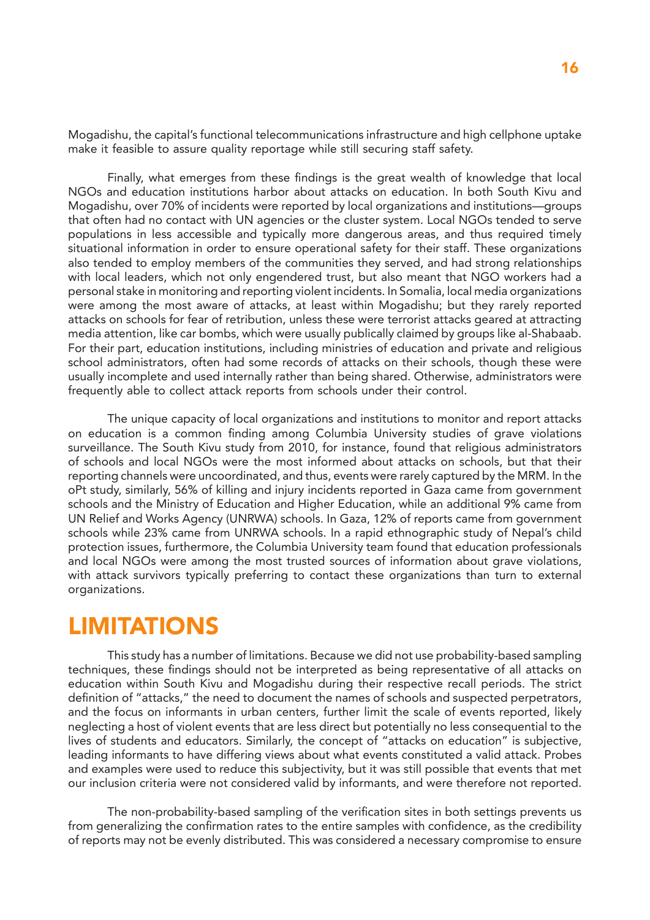Mogadishu, the capital's functional telecommunications infrastructure and high cellphone uptake make it feasible to assure quality reportage while still securing staff safety.

Finally, what emerges from these findings is the great wealth of knowledge that local NGOs and education institutions harbor about attacks on education. In both South Kivu and Mogadishu, over 70% of incidents were reported by local organizations and institutions—groups that often had no contact with UN agencies or the cluster system. Local NGOs tended to serve populations in less accessible and typically more dangerous areas, and thus required timely situational information in order to ensure operational safety for their staff. These organizations also tended to employ members of the communities they served, and had strong relationships with local leaders, which not only engendered trust, but also meant that NGO workers had a personal stake in monitoring and reporting violent incidents. In Somalia, local media organizations were among the most aware of attacks, at least within Mogadishu; but they rarely reported attacks on schools for fear of retribution, unless these were terrorist attacks geared at attracting media attention, like car bombs, which were usually publically claimed by groups like al-Shabaab. For their part, education institutions, including ministries of education and private and religious school administrators, often had some records of attacks on their schools, though these were usually incomplete and used internally rather than being shared. Otherwise, administrators were frequently able to collect attack reports from schools under their control.

The unique capacity of local organizations and institutions to monitor and report attacks on education is a common finding among Columbia University studies of grave violations surveillance. The South Kivu study from 2010, for instance, found that religious administrators of schools and local NGOs were the most informed about attacks on schools, but that their reporting channels were uncoordinated, and thus, events were rarely captured by the MRM. In the oPt study, similarly, 56% of killing and injury incidents reported in Gaza came from government schools and the Ministry of Education and Higher Education, while an additional 9% came from UN Relief and Works Agency (UNRWA) schools. In Gaza, 12% of reports came from government schools while 23% came from UNRWA schools. In a rapid ethnographic study of Nepal's child protection issues, furthermore, the Columbia University team found that education professionals and local NGOs were among the most trusted sources of information about grave violations, with attack survivors typically preferring to contact these organizations than turn to external organizations.

# LIMITATIONS

This study has a number of limitations. Because we did not use probability-based sampling techniques, these findings should not be interpreted as being representative of all attacks on education within South Kivu and Mogadishu during their respective recall periods. The strict definition of "attacks," the need to document the names of schools and suspected perpetrators, and the focus on informants in urban centers, further limit the scale of events reported, likely neglecting a host of violent events that are less direct but potentially no less consequential to the lives of students and educators. Similarly, the concept of "attacks on education" is subjective, leading informants to have differing views about what events constituted a valid attack. Probes and examples were used to reduce this subjectivity, but it was still possible that events that met our inclusion criteria were not considered valid by informants, and were therefore not reported.

The non-probability-based sampling of the verification sites in both settings prevents us from generalizing the confirmation rates to the entire samples with confidence, as the credibility of reports may not be evenly distributed. This was considered a necessary compromise to ensure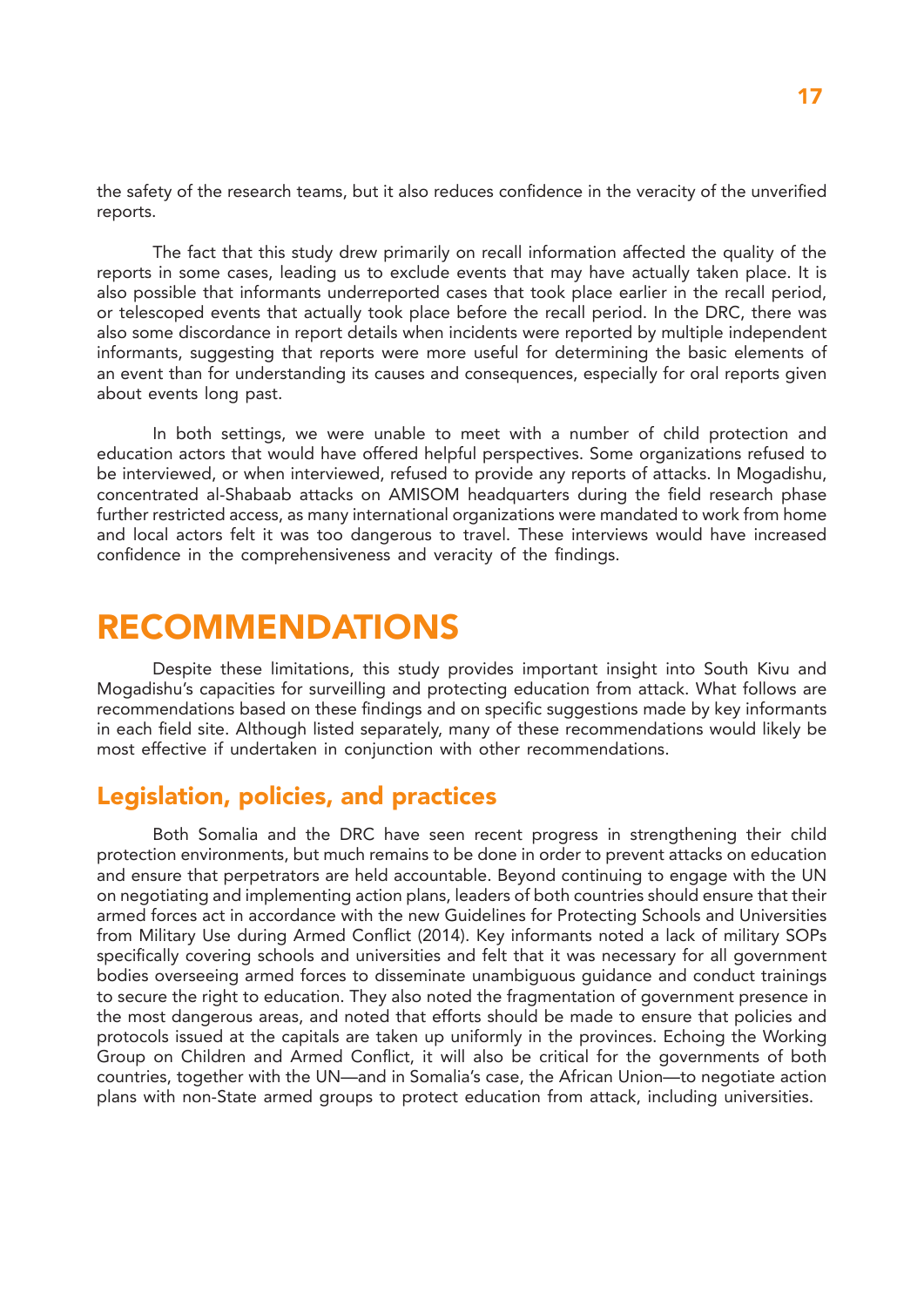the safety of the research teams, but it also reduces confidence in the veracity of the unverified reports.

The fact that this study drew primarily on recall information affected the quality of the reports in some cases, leading us to exclude events that may have actually taken place. It is also possible that informants underreported cases that took place earlier in the recall period, or telescoped events that actually took place before the recall period. In the DRC, there was also some discordance in report details when incidents were reported by multiple independent informants, suggesting that reports were more useful for determining the basic elements of an event than for understanding its causes and consequences, especially for oral reports given about events long past.

In both settings, we were unable to meet with a number of child protection and education actors that would have offered helpful perspectives. Some organizations refused to be interviewed, or when interviewed, refused to provide any reports of attacks. In Mogadishu, concentrated al-Shabaab attacks on AMISOM headquarters during the field research phase further restricted access, as many international organizations were mandated to work from home and local actors felt it was too dangerous to travel. These interviews would have increased confidence in the comprehensiveness and veracity of the findings.

# RECOMMENDATIONS

Despite these limitations, this study provides important insight into South Kivu and Mogadishu's capacities for surveilling and protecting education from attack. What follows are recommendations based on these findings and on specific suggestions made by key informants in each field site. Although listed separately, many of these recommendations would likely be most effective if undertaken in conjunction with other recommendations.

## Legislation, policies, and practices

Both Somalia and the DRC have seen recent progress in strengthening their child protection environments, but much remains to be done in order to prevent attacks on education and ensure that perpetrators are held accountable. Beyond continuing to engage with the UN on negotiating and implementing action plans, leaders of both countries should ensure that their armed forces act in accordance with the new Guidelines for Protecting Schools and Universities from Military Use during Armed Conflict (2014). Key informants noted a lack of military SOPs specifically covering schools and universities and felt that it was necessary for all government bodies overseeing armed forces to disseminate unambiguous guidance and conduct trainings to secure the right to education. They also noted the fragmentation of government presence in the most dangerous areas, and noted that efforts should be made to ensure that policies and protocols issued at the capitals are taken up uniformly in the provinces. Echoing the Working Group on Children and Armed Conflict, it will also be critical for the governments of both countries, together with the UN—and in Somalia's case, the African Union—to negotiate action plans with non-State armed groups to protect education from attack, including universities.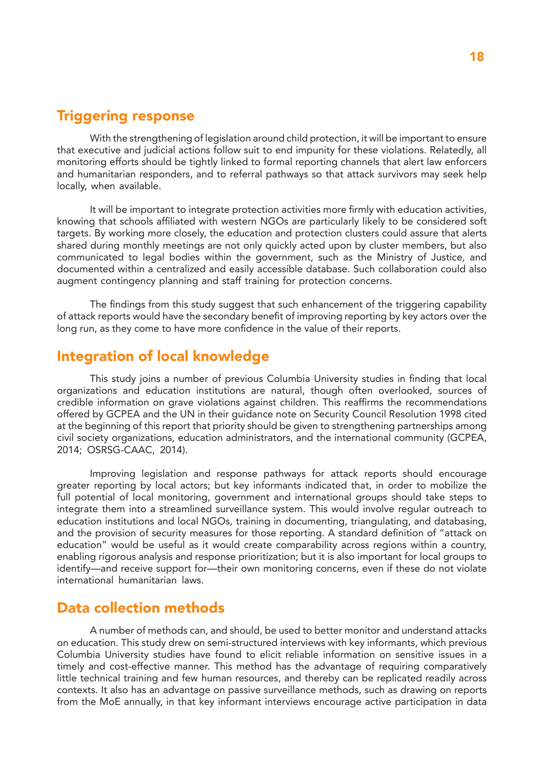## Triggering response

With the strengthening of legislation around child protection, it will be important to ensure that executive and judicial actions follow suit to end impunity for these violations. Relatedly, all monitoring efforts should be tightly linked to formal reporting channels that alert law enforcers and humanitarian responders, and to referral pathways so that attack survivors may seek help locally, when available.

It will be important to integrate protection activities more firmly with education activities, knowing that schools affiliated with western NGOs are particularly likely to be considered soft targets. By working more closely, the education and protection clusters could assure that alerts shared during monthly meetings are not only quickly acted upon by cluster members, but also communicated to legal bodies within the government, such as the Ministry of Justice, and documented within a centralized and easily accessible database. Such collaboration could also augment contingency planning and staff training for protection concerns.

The findings from this study suggest that such enhancement of the triggering capability of attack reports would have the secondary benefit of improving reporting by key actors over the long run, as they come to have more confidence in the value of their reports.

## Integration of local knowledge

This study joins a number of previous Columbia University studies in finding that local organizations and education institutions are natural, though often overlooked, sources of credible information on grave violations against children. This reaffirms the recommendations offered by GCPEA and the UN in their guidance note on Security Council Resolution 1998 cited at the beginning of this report that priority should be given to strengthening partnerships among civil society organizations, education administrators, and the international community (GCPEA, 2014; OSRSG-CAAC, 2014).

Improving legislation and response pathways for attack reports should encourage greater reporting by local actors; but key informants indicated that, in order to mobilize the full potential of local monitoring, government and international groups should take steps to integrate them into a streamlined surveillance system. This would involve regular outreach to education institutions and local NGOs, training in documenting, triangulating, and databasing, and the provision of security measures for those reporting. A standard definition of "attack on education" would be useful as it would create comparability across regions within a country, enabling rigorous analysis and response prioritization; but it is also important for local groups to identify—and receive support for—their own monitoring concerns, even if these do not violate international humanitarian laws.

## Data collection methods

A number of methods can, and should, be used to better monitor and understand attacks on education. This study drew on semi-structured interviews with key informants, which previous Columbia University studies have found to elicit reliable information on sensitive issues in a timely and cost-effective manner. This method has the advantage of requiring comparatively little technical training and few human resources, and thereby can be replicated readily across contexts. It also has an advantage on passive surveillance methods, such as drawing on reports from the MoE annually, in that key informant interviews encourage active participation in data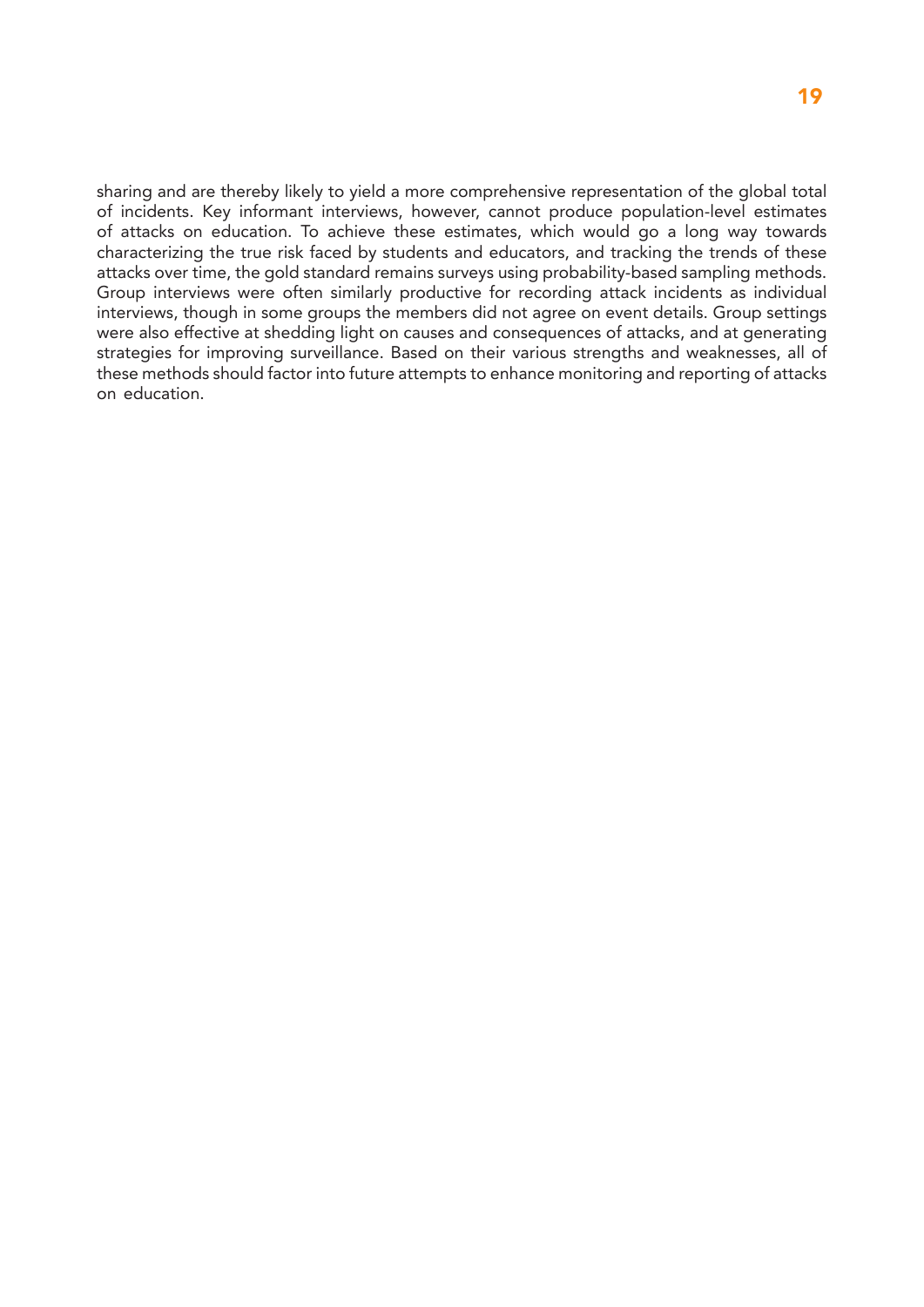sharing and are thereby likely to yield a more comprehensive representation of the global total of incidents. Key informant interviews, however, cannot produce population-level estimates of attacks on education. To achieve these estimates, which would go a long way towards characterizing the true risk faced by students and educators, and tracking the trends of these attacks over time, the gold standard remains surveys using probability-based sampling methods. Group interviews were often similarly productive for recording attack incidents as individual interviews, though in some groups the members did not agree on event details. Group settings were also effective at shedding light on causes and consequences of attacks, and at generating strategies for improving surveillance. Based on their various strengths and weaknesses, all of these methods should factor into future attempts to enhance monitoring and reporting of attacks on education.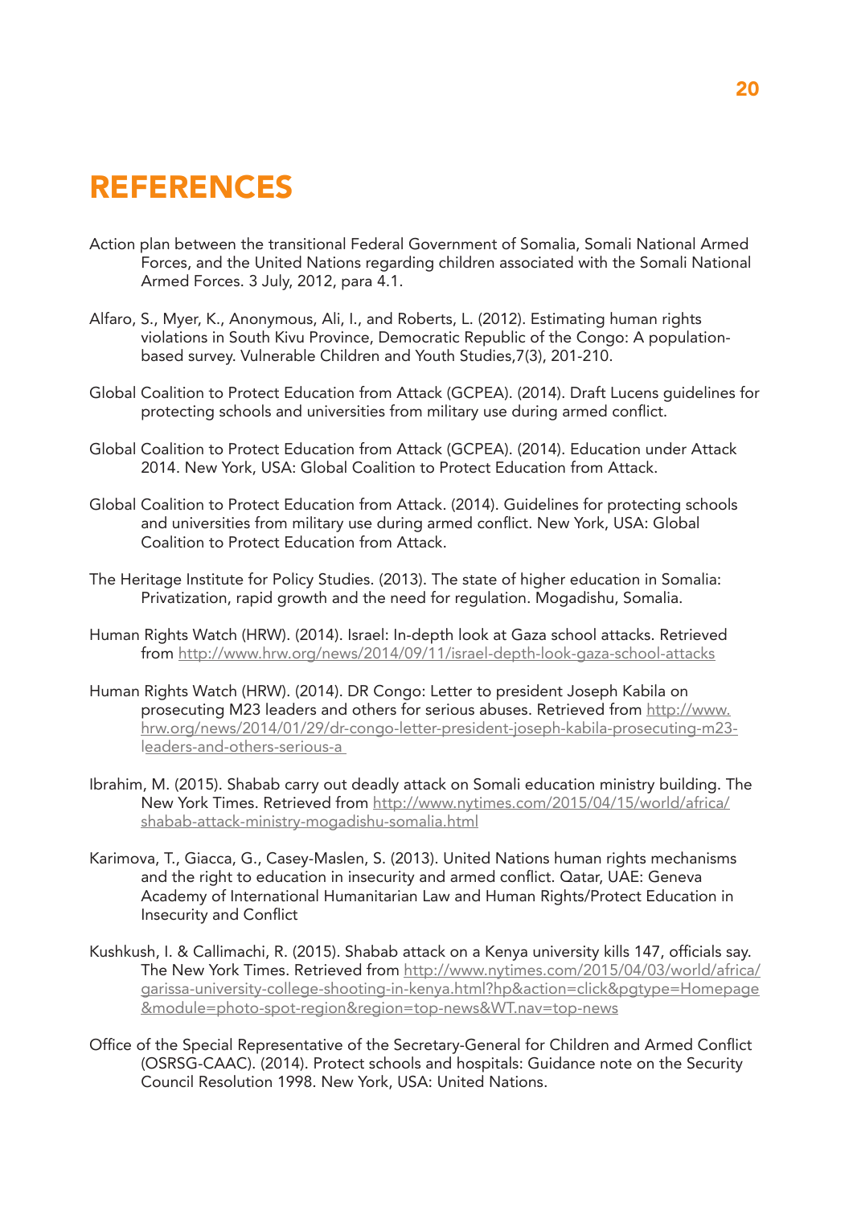# REFERENCES

Action plan between the transitional Federal Government of Somalia, Somali National Armed Forces, and the United Nations regarding children associated with the Somali National Armed Forces. 3 July, 2012, para 4.1.

Alfaro, S., Myer, K., Anonymous, Ali, I., and Roberts, L. (2012). Estimating human rights violations in South Kivu Province, Democratic Republic of the Congo: A population-based survey. Vulnerable Children and Youth Studies,7(3), 201-210.

Global Coalition to Protect Education from Attack (GCPEA). (2014). Draft Lucens guidelines for protecting schools and universities from military use during armed conflict.

Global Coalition to Protect Education from Attack (GCPEA). (2014). Education under Attack 2014. New York, USA: Global Coalition to Protect Education from Attack.

Global Coalition to Protect Education from Attack. (2014). Guidelines for protecting schools and universities from military use during armed conflict. New York, USA: Global Coalition to Protect Education from Attack.

The Heritage Institute for Policy Studies. (2013). The state of higher education in Somalia: Privatization, rapid growth and the need for regulation. Mogadishu, Somalia.

Human Rights Watch (HRW). (2014). Israel: In-depth look at Gaza school attacks. Retrieved from http://www.hrw.org/news/2014/09/11/israel-depth-look-gaza-school-attacks

Human Rights Watch (HRW). (2014). DR Congo: Letter to president Joseph Kabila on prosecuting M23 leaders and others for serious abuses. Retrieved from http://www.hrw.org/news/2014/01/29/dr-congo-letter-president-joseph-kabila-prosecuting-m23-leaders-and-others-serious-a

Ibrahim, M. (2015). Shabab carry out deadly attack on Somali education ministry building. The New York Times. Retrieved from http://www.nytimes.com/2015/04/15/world/africa/shabab-attack-ministry-mogadishu-somalia.html

Karimova, T., Giacca, G., Casey-Maslen, S. (2013). United Nations human rights mechanisms and the right to education in insecurity and armed conflict. Qatar, UAE: Geneva Academy of International Humanitarian Law and Human Rights/Protect Education in Insecurity and Conflict

Kushkush, I. & Callimachi, R. (2015). Shabab attack on a Kenya university kills 147, officials say. The New York Times. Retrieved from http://www.nytimes.com/2015/04/03/world/africa/garissa-university-college-shooting-in-kenya.html?hp&action=click&pgtype=Homepage&module=photo-spot-region&region=top-news&WT.nav=top-news

Office of the Special Representative of the Secretary-General for Children and Armed Conflict (OSRSG-CAAC). (2014). Protect schools and hospitals: Guidance note on the Security Council Resolution 1998. New York, USA: United Nations.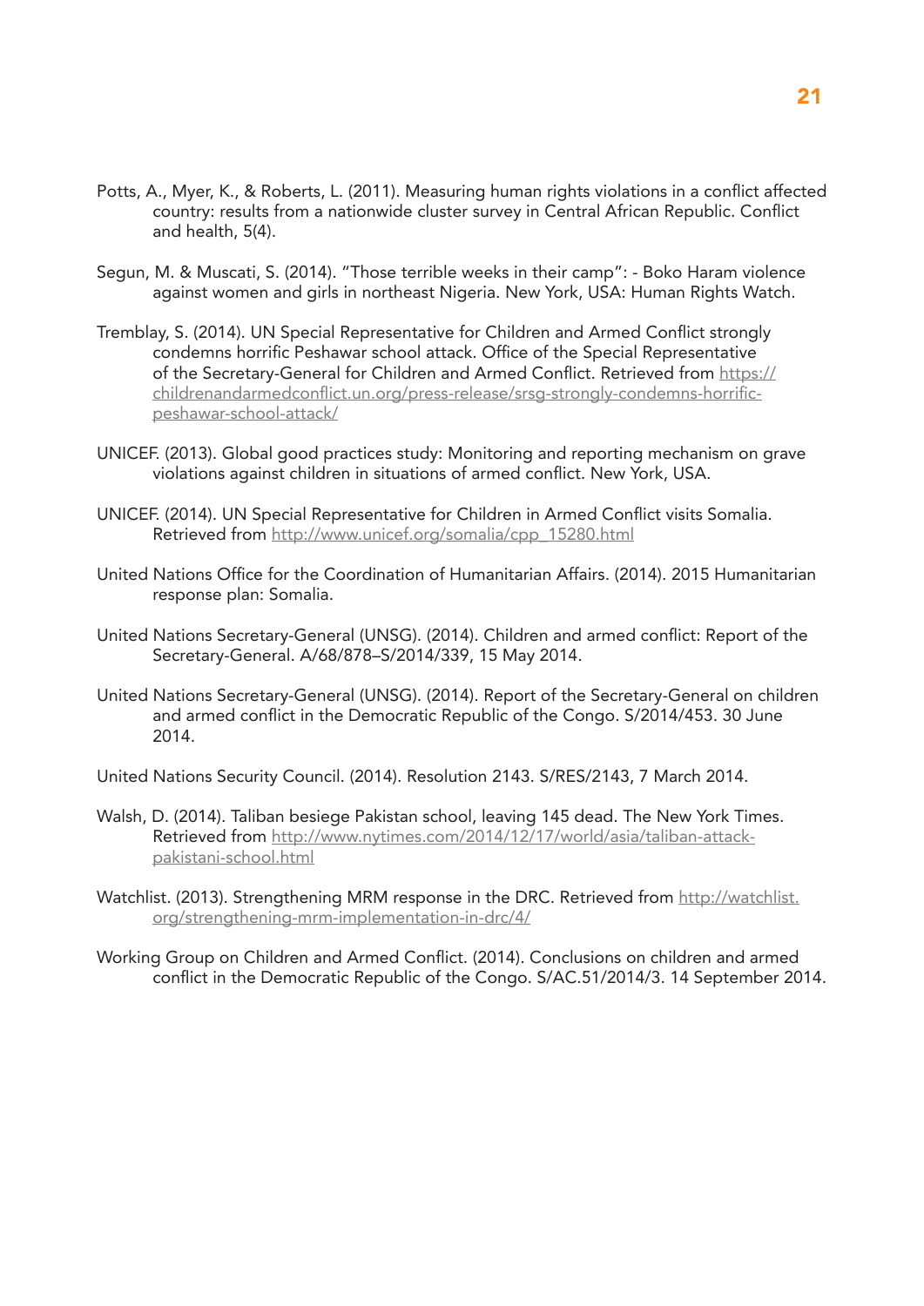Potts, A., Myer, K., & Roberts, L. (2011). Measuring human rights violations in a conflict affected country: results from a nationwide cluster survey in Central African Republic. Conflict and health, 5(4).

Segun, M. & Muscati, S. (2014). "Those terrible weeks in their camp": - Boko Haram violence against women and girls in northeast Nigeria. New York, USA: Human Rights Watch.

Tremblay, S. (2014). UN Special Representative for Children and Armed Conflict strongly condemns horrific Peshawar school attack. Office of the Special Representative of the Secretary-General for Children and Armed Conflict. Retrieved from https://childrenandarmedconflict.un.org/press-release/srsg-strongly-condemns-horrific-peshawar-school-attack/

UNICEF. (2013). Global good practices study: Monitoring and reporting mechanism on grave violations against children in situations of armed conflict. New York, USA.

UNICEF. (2014). UN Special Representative for Children in Armed Conflict visits Somalia. Retrieved from http://www.unicef.org/somalia/cpp_15280.html

United Nations Office for the Coordination of Humanitarian Affairs. (2014). 2015 Humanitarian response plan: Somalia.

United Nations Secretary-General (UNSG). (2014). Children and armed conflict: Report of the Secretary-General. A/68/878–S/2014/339, 15 May 2014.

United Nations Secretary-General (UNSG). (2014). Report of the Secretary-General on children and armed conflict in the Democratic Republic of the Congo. S/2014/453. 30 June 2014.

United Nations Security Council. (2014). Resolution 2143. S/RES/2143, 7 March 2014.

Walsh, D. (2014). Taliban besiege Pakistan school, leaving 145 dead. The New York Times. Retrieved from http://www.nytimes.com/2014/12/17/world/asia/taliban-attack-pakistani-school.html

Watchlist. (2013). Strengthening MRM response in the DRC. Retrieved from http://watchlist.org/strengthening-mrm-implementation-in-drc/4/

Working Group on Children and Armed Conflict. (2014). Conclusions on children and armed conflict in the Democratic Republic of the Congo. S/AC.51/2014/3. 14 September 2014.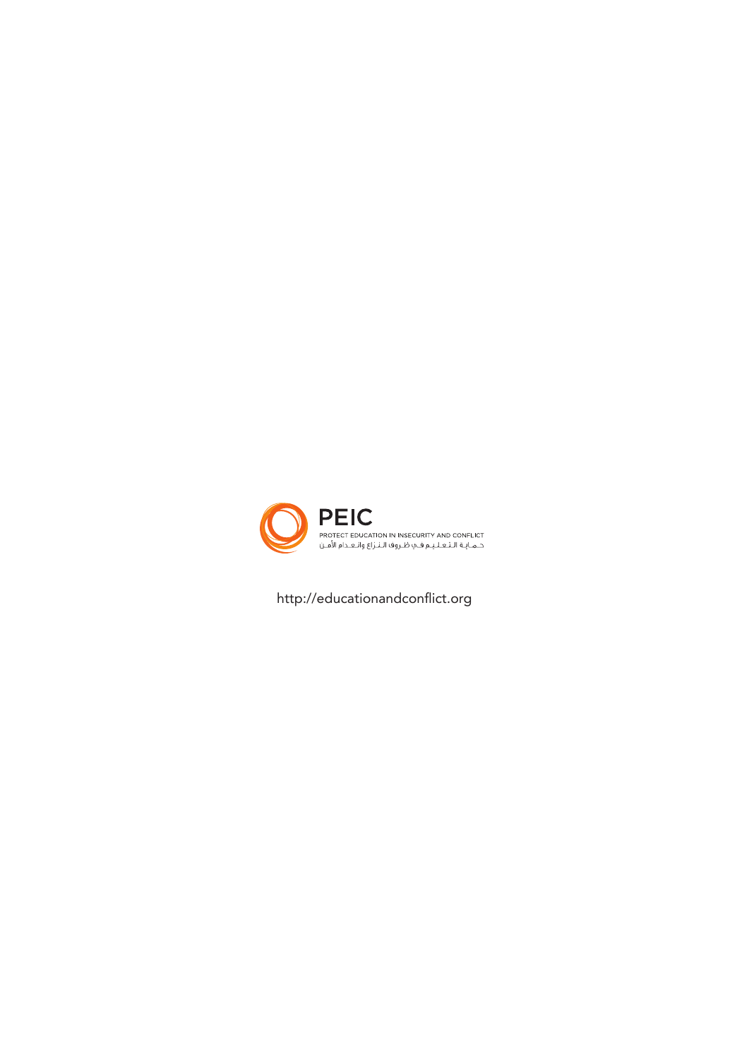PEIC

PROTECT EDUCATION IN INSECURITY AND CONFLICT

حماية التعليم في ظروف النزاع وانعدام الأمن

http://educationandconflict.org